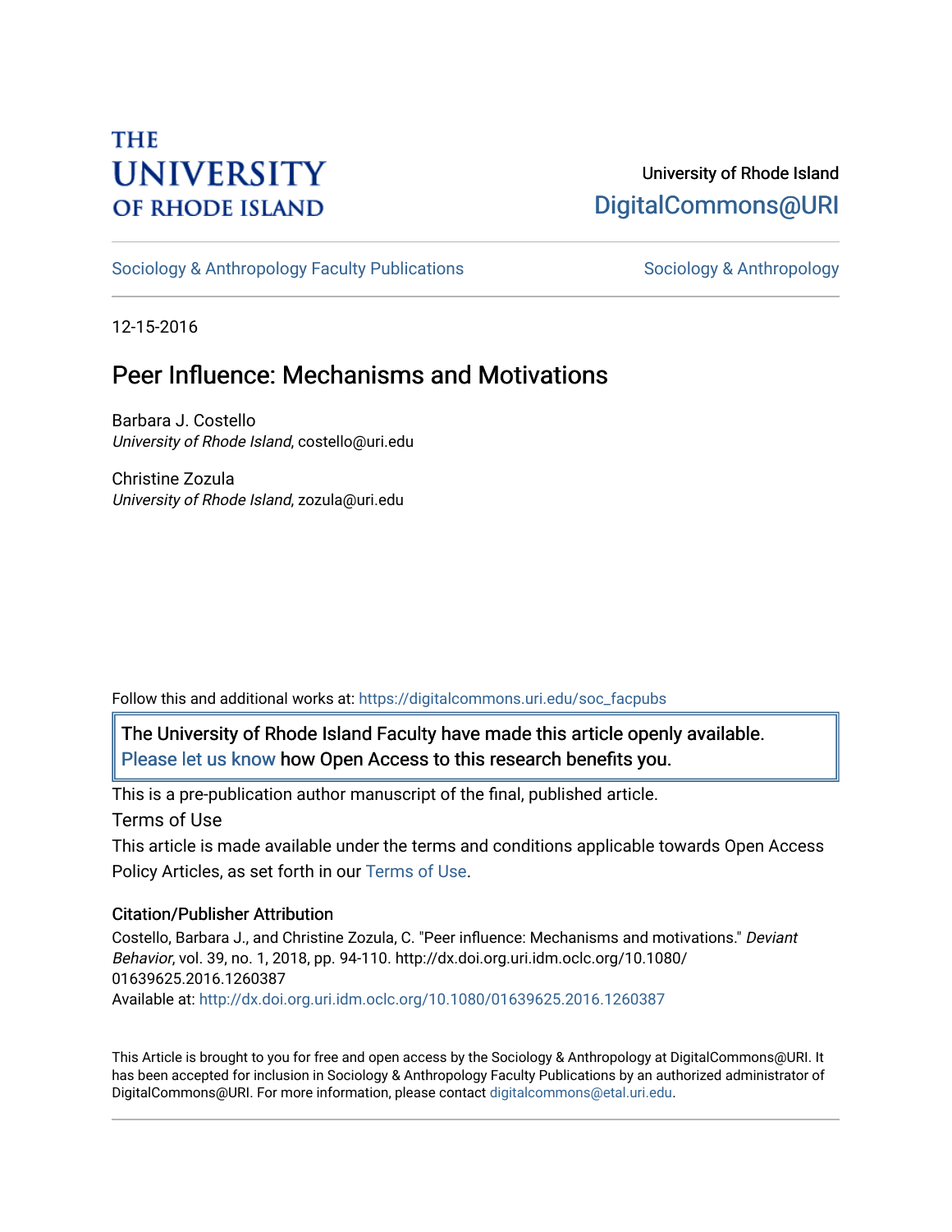THE UNIVERSITY OF RHODE ISLAND

University of Rhode Island
DigitalCommons@URI

Sociology & Anthropology Faculty Publications | Sociology & Anthropology

12-15-2016

# Peer Influence: Mechanisms and Motivations

Barbara J. Costello
*University of Rhode Island*, costello@uri.edu

Christine Zozula
*University of Rhode Island*, zozula@uri.edu

Follow this and additional works at: https://digitalcommons.uri.edu/soc_facpubs

The University of Rhode Island Faculty have made this article openly available. Please let us know how Open Access to this research benefits you.

This is a pre-publication author manuscript of the final, published article.

Terms of Use

This article is made available under the terms and conditions applicable towards Open Access Policy Articles, as set forth in our Terms of Use.

### Citation/Publisher Attribution

Costello, Barbara J., and Christine Zozula, C. "Peer influence: Mechanisms and motivations." *Deviant Behavior*, vol. 39, no. 1, 2018, pp. 94-110. http://dx.doi.org.uri.idm.oclc.org/10.1080/01639625.2016.1260387
Available at: http://dx.doi.org.uri.idm.oclc.org/10.1080/01639625.2016.1260387

This Article is brought to you for free and open access by the Sociology & Anthropology at DigitalCommons@URI. It has been accepted for inclusion in Sociology & Anthropology Faculty Publications by an authorized administrator of DigitalCommons@URI. For more information, please contact digitalcommons@etal.uri.edu.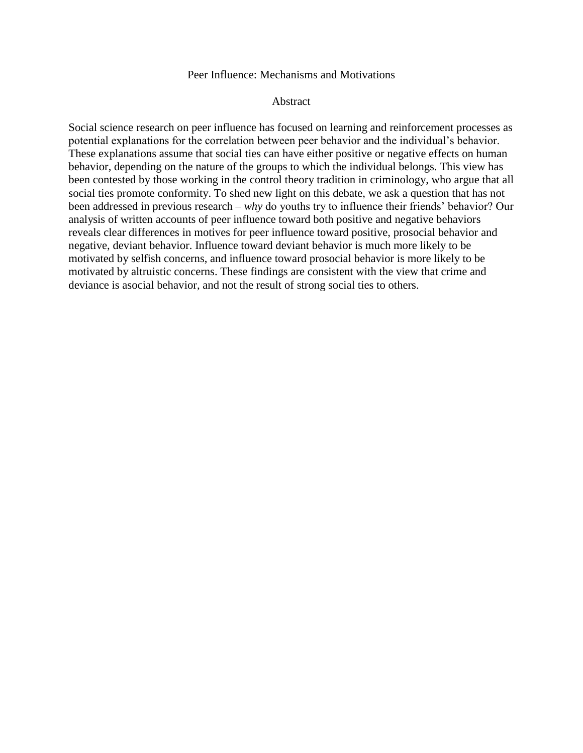# Peer Influence: Mechanisms and Motivations

## Abstract

Social science research on peer influence has focused on learning and reinforcement processes as potential explanations for the correlation between peer behavior and the individual's behavior. These explanations assume that social ties can have either positive or negative effects on human behavior, depending on the nature of the groups to which the individual belongs. This view has been contested by those working in the control theory tradition in criminology, who argue that all social ties promote conformity. To shed new light on this debate, we ask a question that has not been addressed in previous research – *why* do youths try to influence their friends' behavior? Our analysis of written accounts of peer influence toward both positive and negative behaviors reveals clear differences in motives for peer influence toward positive, prosocial behavior and negative, deviant behavior. Influence toward deviant behavior is much more likely to be motivated by selfish concerns, and influence toward prosocial behavior is more likely to be motivated by altruistic concerns. These findings are consistent with the view that crime and deviance is asocial behavior, and not the result of strong social ties to others.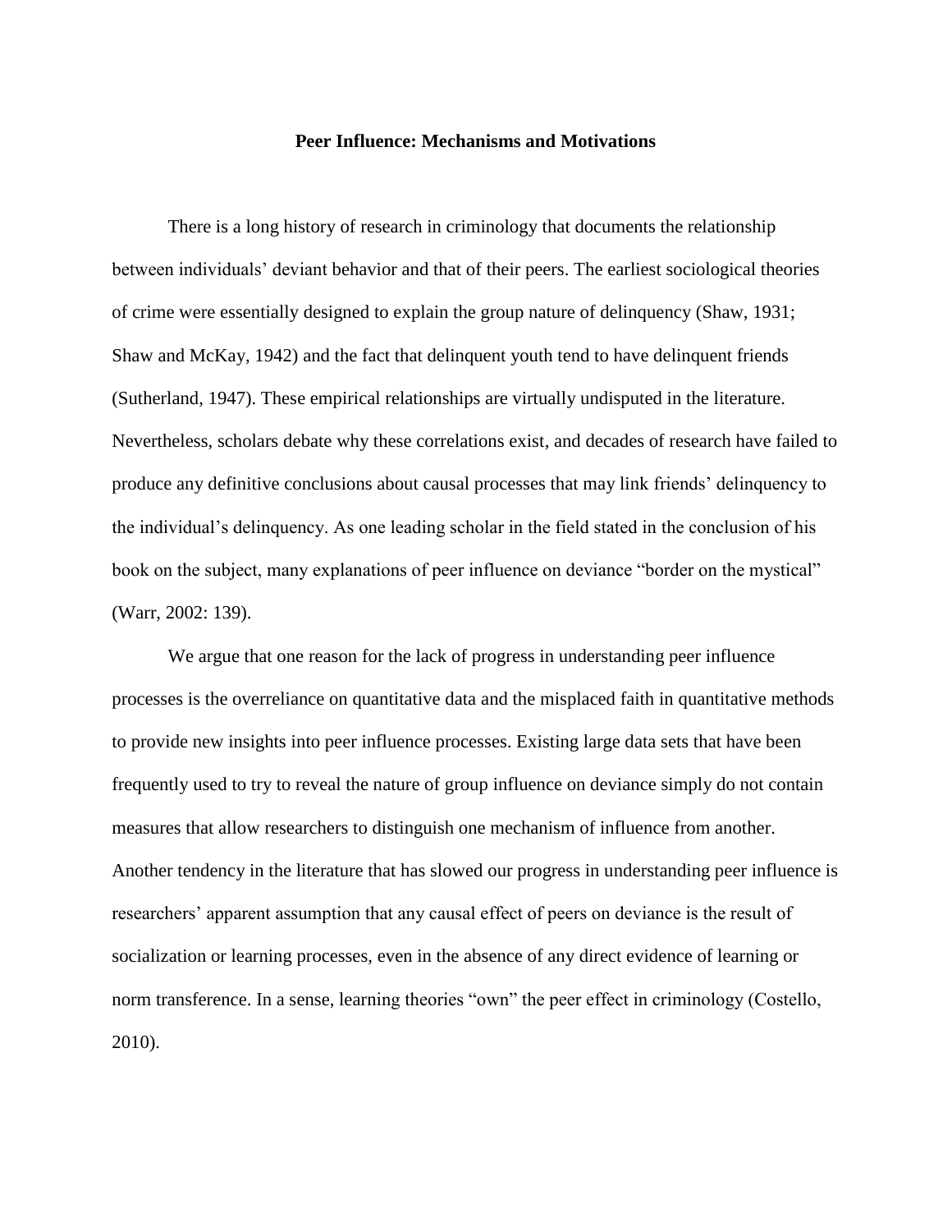**Peer Influence: Mechanisms and Motivations**

There is a long history of research in criminology that documents the relationship between individuals' deviant behavior and that of their peers. The earliest sociological theories of crime were essentially designed to explain the group nature of delinquency (Shaw, 1931; Shaw and McKay, 1942) and the fact that delinquent youth tend to have delinquent friends (Sutherland, 1947). These empirical relationships are virtually undisputed in the literature. Nevertheless, scholars debate why these correlations exist, and decades of research have failed to produce any definitive conclusions about causal processes that may link friends' delinquency to the individual's delinquency. As one leading scholar in the field stated in the conclusion of his book on the subject, many explanations of peer influence on deviance "border on the mystical" (Warr, 2002: 139).

We argue that one reason for the lack of progress in understanding peer influence processes is the overreliance on quantitative data and the misplaced faith in quantitative methods to provide new insights into peer influence processes. Existing large data sets that have been frequently used to try to reveal the nature of group influence on deviance simply do not contain measures that allow researchers to distinguish one mechanism of influence from another. Another tendency in the literature that has slowed our progress in understanding peer influence is researchers' apparent assumption that any causal effect of peers on deviance is the result of socialization or learning processes, even in the absence of any direct evidence of learning or norm transference. In a sense, learning theories "own" the peer effect in criminology (Costello, 2010).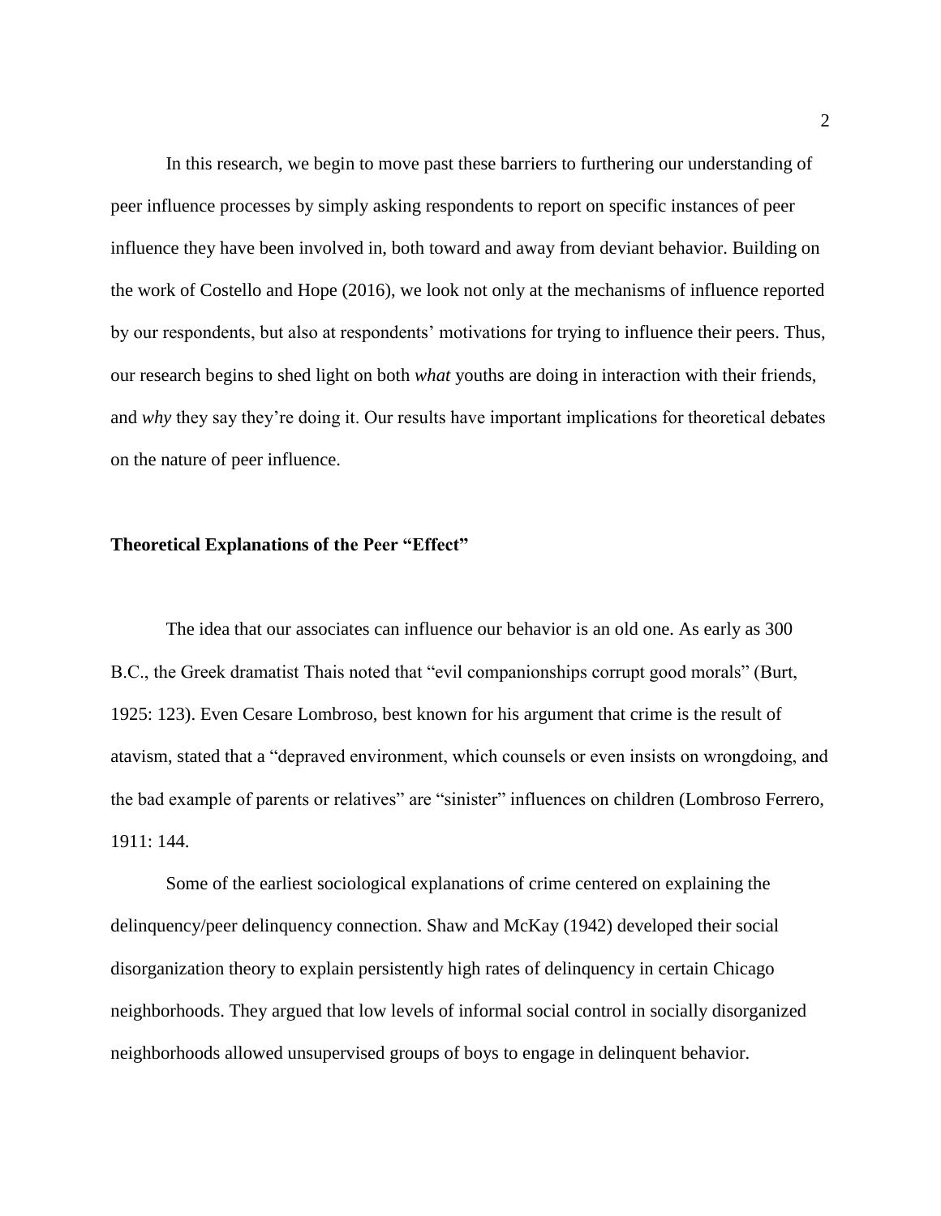In this research, we begin to move past these barriers to furthering our understanding of peer influence processes by simply asking respondents to report on specific instances of peer influence they have been involved in, both toward and away from deviant behavior. Building on the work of Costello and Hope (2016), we look not only at the mechanisms of influence reported by our respondents, but also at respondents' motivations for trying to influence their peers. Thus, our research begins to shed light on both *what* youths are doing in interaction with their friends, and *why* they say they're doing it. Our results have important implications for theoretical debates on the nature of peer influence.

## Theoretical Explanations of the Peer "Effect"

The idea that our associates can influence our behavior is an old one. As early as 300 B.C., the Greek dramatist Thais noted that "evil companionships corrupt good morals" (Burt, 1925: 123). Even Cesare Lombroso, best known for his argument that crime is the result of atavism, stated that a "depraved environment, which counsels or even insists on wrongdoing, and the bad example of parents or relatives" are "sinister" influences on children (Lombroso Ferrero, 1911: 144.

Some of the earliest sociological explanations of crime centered on explaining the delinquency/peer delinquency connection. Shaw and McKay (1942) developed their social disorganization theory to explain persistently high rates of delinquency in certain Chicago neighborhoods. They argued that low levels of informal social control in socially disorganized neighborhoods allowed unsupervised groups of boys to engage in delinquent behavior.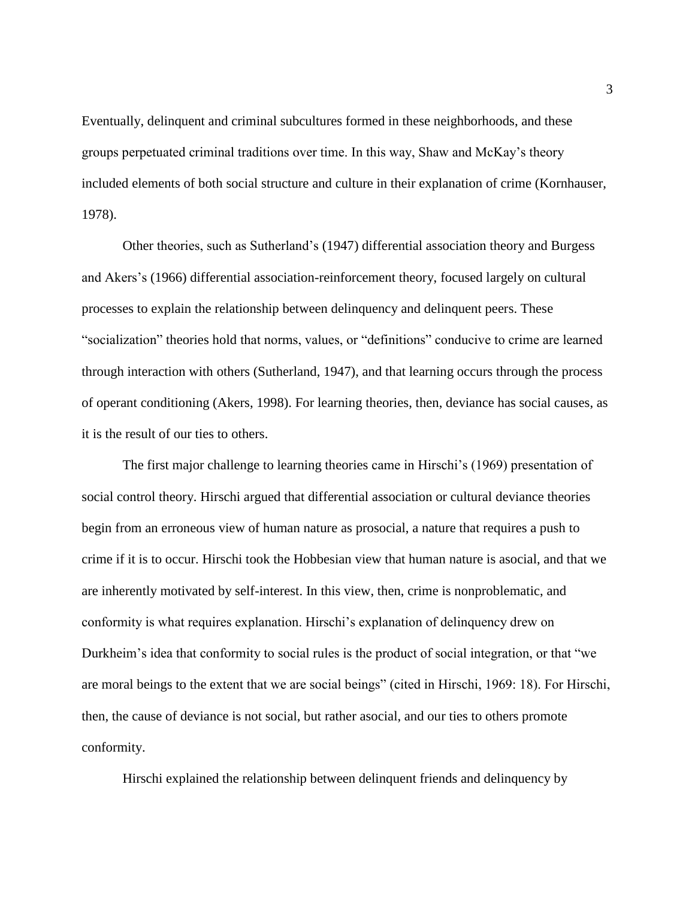Eventually, delinquent and criminal subcultures formed in these neighborhoods, and these groups perpetuated criminal traditions over time. In this way, Shaw and McKay's theory included elements of both social structure and culture in their explanation of crime (Kornhauser, 1978).

Other theories, such as Sutherland's (1947) differential association theory and Burgess and Akers's (1966) differential association-reinforcement theory, focused largely on cultural processes to explain the relationship between delinquency and delinquent peers. These "socialization" theories hold that norms, values, or "definitions" conducive to crime are learned through interaction with others (Sutherland, 1947), and that learning occurs through the process of operant conditioning (Akers, 1998). For learning theories, then, deviance has social causes, as it is the result of our ties to others.

The first major challenge to learning theories came in Hirschi's (1969) presentation of social control theory. Hirschi argued that differential association or cultural deviance theories begin from an erroneous view of human nature as prosocial, a nature that requires a push to crime if it is to occur. Hirschi took the Hobbesian view that human nature is asocial, and that we are inherently motivated by self-interest. In this view, then, crime is nonproblematic, and conformity is what requires explanation. Hirschi's explanation of delinquency drew on Durkheim's idea that conformity to social rules is the product of social integration, or that "we are moral beings to the extent that we are social beings" (cited in Hirschi, 1969: 18). For Hirschi, then, the cause of deviance is not social, but rather asocial, and our ties to others promote conformity.

Hirschi explained the relationship between delinquent friends and delinquency by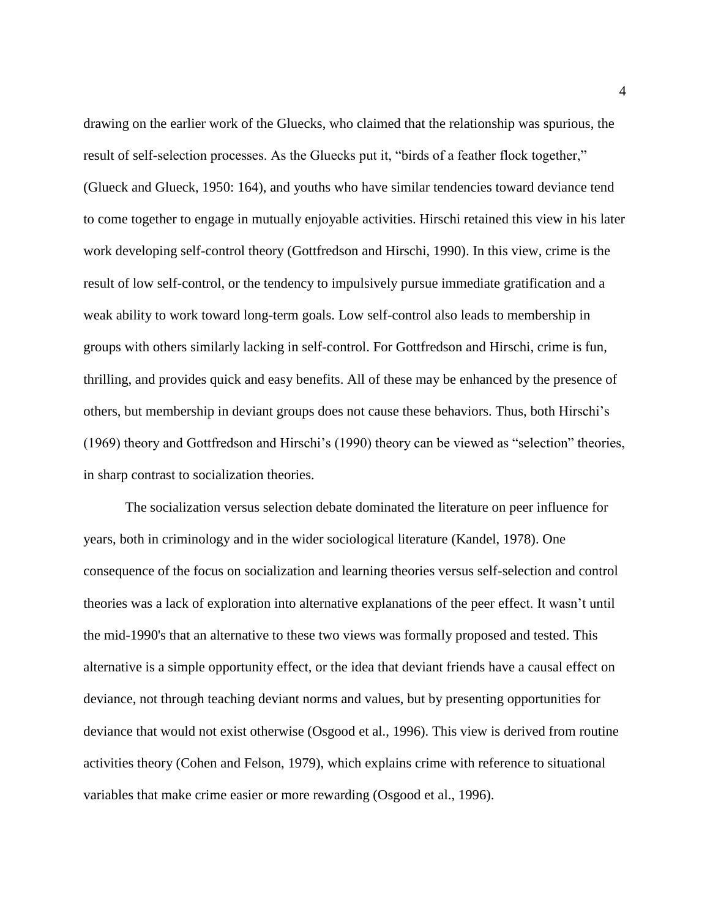drawing on the earlier work of the Gluecks, who claimed that the relationship was spurious, the result of self-selection processes. As the Gluecks put it, "birds of a feather flock together," (Glueck and Glueck, 1950: 164), and youths who have similar tendencies toward deviance tend to come together to engage in mutually enjoyable activities. Hirschi retained this view in his later work developing self-control theory (Gottfredson and Hirschi, 1990). In this view, crime is the result of low self-control, or the tendency to impulsively pursue immediate gratification and a weak ability to work toward long-term goals. Low self-control also leads to membership in groups with others similarly lacking in self-control. For Gottfredson and Hirschi, crime is fun, thrilling, and provides quick and easy benefits. All of these may be enhanced by the presence of others, but membership in deviant groups does not cause these behaviors. Thus, both Hirschi's (1969) theory and Gottfredson and Hirschi's (1990) theory can be viewed as "selection" theories, in sharp contrast to socialization theories.

The socialization versus selection debate dominated the literature on peer influence for years, both in criminology and in the wider sociological literature (Kandel, 1978). One consequence of the focus on socialization and learning theories versus self-selection and control theories was a lack of exploration into alternative explanations of the peer effect. It wasn't until the mid-1990's that an alternative to these two views was formally proposed and tested. This alternative is a simple opportunity effect, or the idea that deviant friends have a causal effect on deviance, not through teaching deviant norms and values, but by presenting opportunities for deviance that would not exist otherwise (Osgood et al., 1996). This view is derived from routine activities theory (Cohen and Felson, 1979), which explains crime with reference to situational variables that make crime easier or more rewarding (Osgood et al., 1996).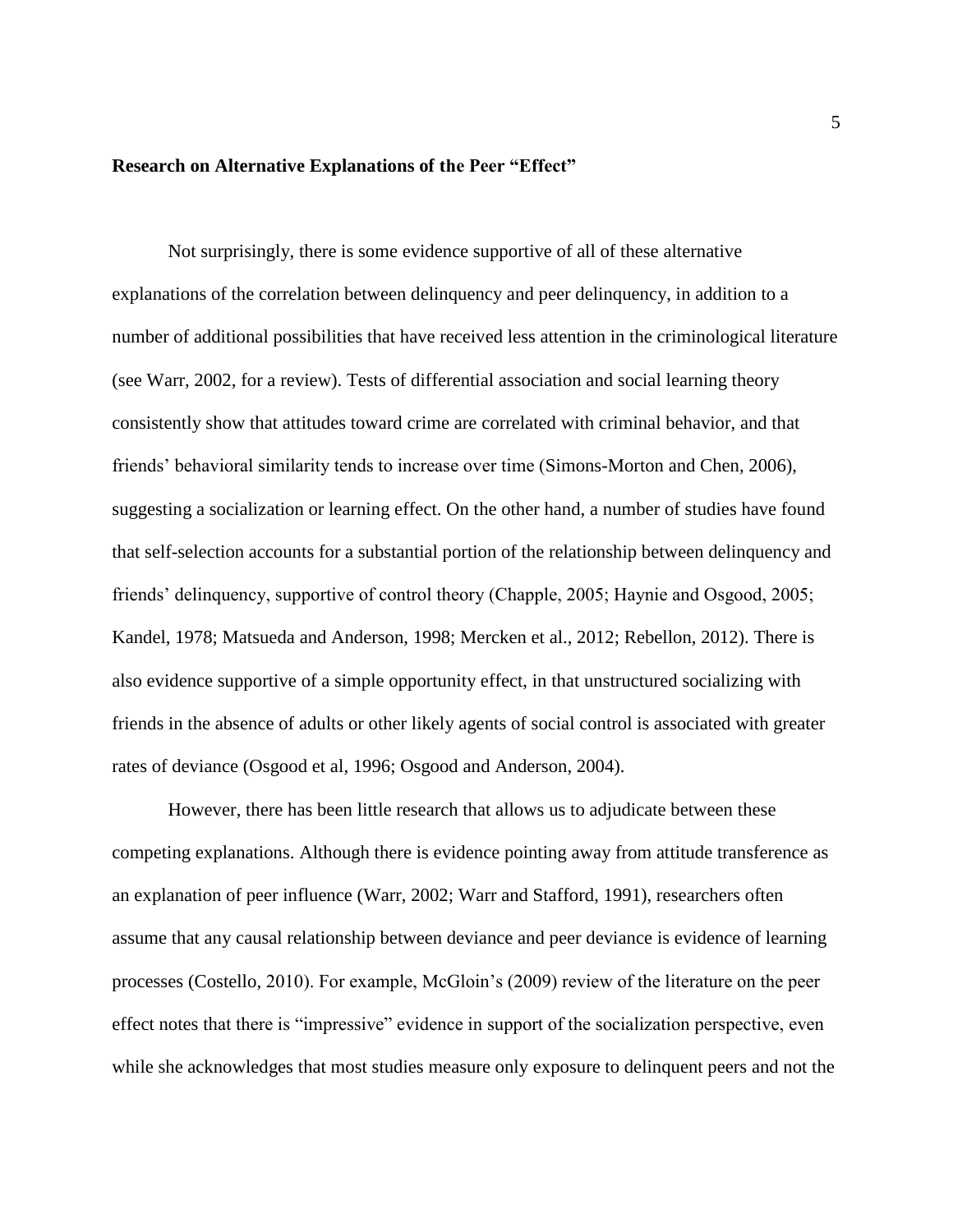## Research on Alternative Explanations of the Peer "Effect"

Not surprisingly, there is some evidence supportive of all of these alternative explanations of the correlation between delinquency and peer delinquency, in addition to a number of additional possibilities that have received less attention in the criminological literature (see Warr, 2002, for a review). Tests of differential association and social learning theory consistently show that attitudes toward crime are correlated with criminal behavior, and that friends' behavioral similarity tends to increase over time (Simons-Morton and Chen, 2006), suggesting a socialization or learning effect. On the other hand, a number of studies have found that self-selection accounts for a substantial portion of the relationship between delinquency and friends' delinquency, supportive of control theory (Chapple, 2005; Haynie and Osgood, 2005; Kandel, 1978; Matsueda and Anderson, 1998; Mercken et al., 2012; Rebellon, 2012). There is also evidence supportive of a simple opportunity effect, in that unstructured socializing with friends in the absence of adults or other likely agents of social control is associated with greater rates of deviance (Osgood et al, 1996; Osgood and Anderson, 2004).

However, there has been little research that allows us to adjudicate between these competing explanations. Although there is evidence pointing away from attitude transference as an explanation of peer influence (Warr, 2002; Warr and Stafford, 1991), researchers often assume that any causal relationship between deviance and peer deviance is evidence of learning processes (Costello, 2010). For example, McGloin's (2009) review of the literature on the peer effect notes that there is "impressive" evidence in support of the socialization perspective, even while she acknowledges that most studies measure only exposure to delinquent peers and not the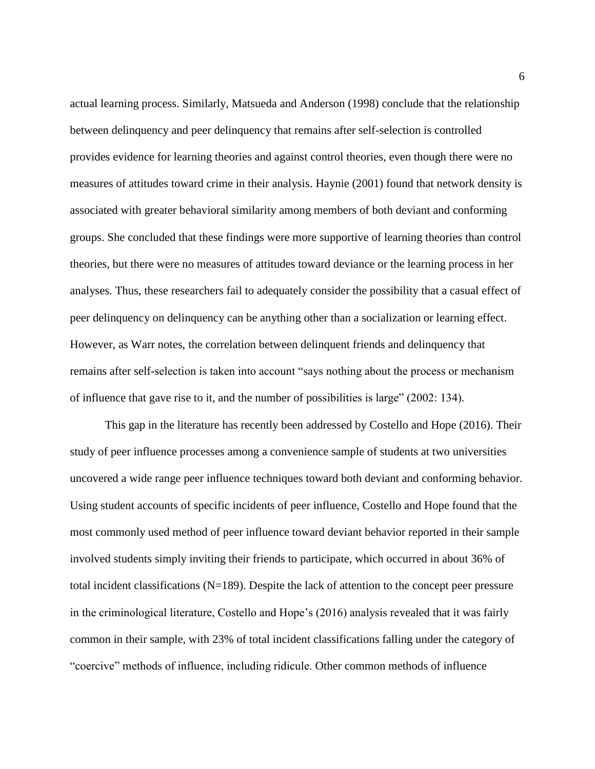actual learning process. Similarly, Matsueda and Anderson (1998) conclude that the relationship between delinquency and peer delinquency that remains after self-selection is controlled provides evidence for learning theories and against control theories, even though there were no measures of attitudes toward crime in their analysis. Haynie (2001) found that network density is associated with greater behavioral similarity among members of both deviant and conforming groups. She concluded that these findings were more supportive of learning theories than control theories, but there were no measures of attitudes toward deviance or the learning process in her analyses. Thus, these researchers fail to adequately consider the possibility that a casual effect of peer delinquency on delinquency can be anything other than a socialization or learning effect. However, as Warr notes, the correlation between delinquent friends and delinquency that remains after self-selection is taken into account "says nothing about the process or mechanism of influence that gave rise to it, and the number of possibilities is large" (2002: 134).

This gap in the literature has recently been addressed by Costello and Hope (2016). Their study of peer influence processes among a convenience sample of students at two universities uncovered a wide range peer influence techniques toward both deviant and conforming behavior. Using student accounts of specific incidents of peer influence, Costello and Hope found that the most commonly used method of peer influence toward deviant behavior reported in their sample involved students simply inviting their friends to participate, which occurred in about 36% of total incident classifications (N=189). Despite the lack of attention to the concept peer pressure in the criminological literature, Costello and Hope's (2016) analysis revealed that it was fairly common in their sample, with 23% of total incident classifications falling under the category of "coercive" methods of influence, including ridicule. Other common methods of influence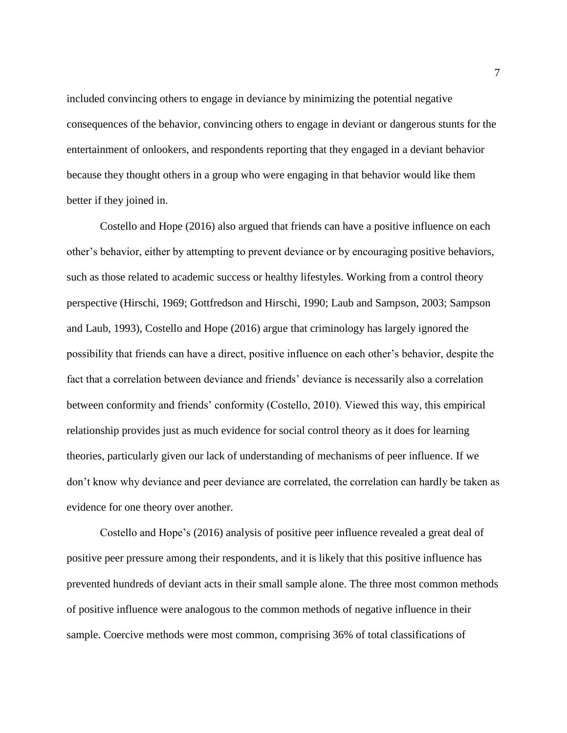included convincing others to engage in deviance by minimizing the potential negative consequences of the behavior, convincing others to engage in deviant or dangerous stunts for the entertainment of onlookers, and respondents reporting that they engaged in a deviant behavior because they thought others in a group who were engaging in that behavior would like them better if they joined in.

Costello and Hope (2016) also argued that friends can have a positive influence on each other's behavior, either by attempting to prevent deviance or by encouraging positive behaviors, such as those related to academic success or healthy lifestyles. Working from a control theory perspective (Hirschi, 1969; Gottfredson and Hirschi, 1990; Laub and Sampson, 2003; Sampson and Laub, 1993), Costello and Hope (2016) argue that criminology has largely ignored the possibility that friends can have a direct, positive influence on each other's behavior, despite the fact that a correlation between deviance and friends' deviance is necessarily also a correlation between conformity and friends' conformity (Costello, 2010). Viewed this way, this empirical relationship provides just as much evidence for social control theory as it does for learning theories, particularly given our lack of understanding of mechanisms of peer influence. If we don't know why deviance and peer deviance are correlated, the correlation can hardly be taken as evidence for one theory over another.

Costello and Hope's (2016) analysis of positive peer influence revealed a great deal of positive peer pressure among their respondents, and it is likely that this positive influence has prevented hundreds of deviant acts in their small sample alone. The three most common methods of positive influence were analogous to the common methods of negative influence in their sample. Coercive methods were most common, comprising 36% of total classifications of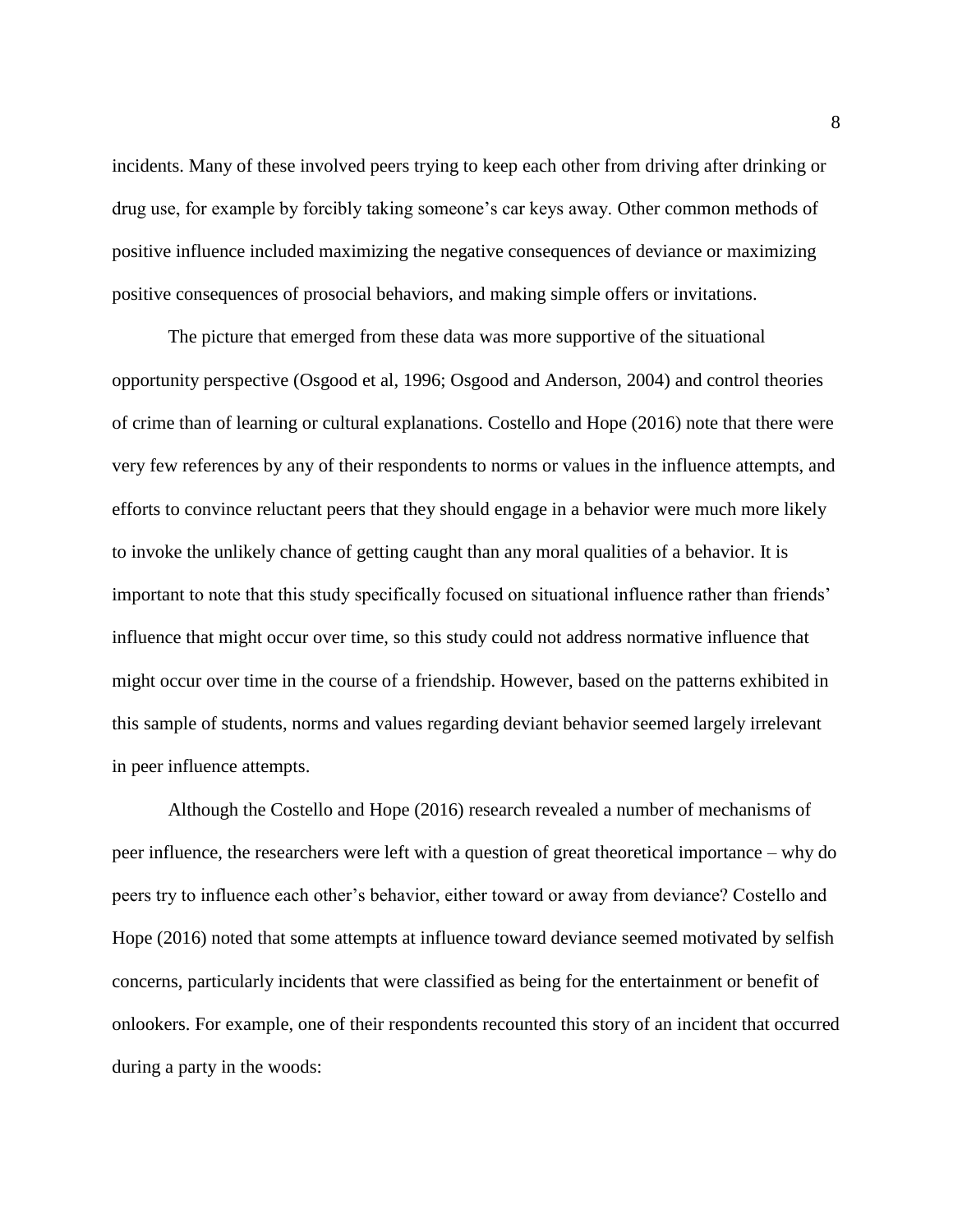incidents. Many of these involved peers trying to keep each other from driving after drinking or drug use, for example by forcibly taking someone's car keys away. Other common methods of positive influence included maximizing the negative consequences of deviance or maximizing positive consequences of prosocial behaviors, and making simple offers or invitations.

The picture that emerged from these data was more supportive of the situational opportunity perspective (Osgood et al, 1996; Osgood and Anderson, 2004) and control theories of crime than of learning or cultural explanations. Costello and Hope (2016) note that there were very few references by any of their respondents to norms or values in the influence attempts, and efforts to convince reluctant peers that they should engage in a behavior were much more likely to invoke the unlikely chance of getting caught than any moral qualities of a behavior. It is important to note that this study specifically focused on situational influence rather than friends' influence that might occur over time, so this study could not address normative influence that might occur over time in the course of a friendship. However, based on the patterns exhibited in this sample of students, norms and values regarding deviant behavior seemed largely irrelevant in peer influence attempts.

Although the Costello and Hope (2016) research revealed a number of mechanisms of peer influence, the researchers were left with a question of great theoretical importance – why do peers try to influence each other's behavior, either toward or away from deviance? Costello and Hope (2016) noted that some attempts at influence toward deviance seemed motivated by selfish concerns, particularly incidents that were classified as being for the entertainment or benefit of onlookers. For example, one of their respondents recounted this story of an incident that occurred during a party in the woods: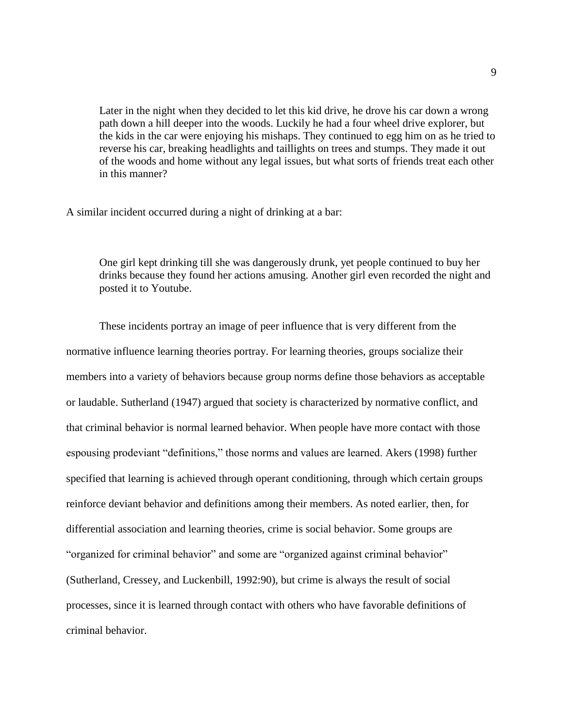> Later in the night when they decided to let this kid drive, he drove his car down a wrong path down a hill deeper into the woods. Luckily he had a four wheel drive explorer, but the kids in the car were enjoying his mishaps. They continued to egg him on as he tried to reverse his car, breaking headlights and taillights on trees and stumps. They made it out of the woods and home without any legal issues, but what sorts of friends treat each other in this manner?

A similar incident occurred during a night of drinking at a bar:

> One girl kept drinking till she was dangerously drunk, yet people continued to buy her drinks because they found her actions amusing. Another girl even recorded the night and posted it to Youtube.

These incidents portray an image of peer influence that is very different from the normative influence learning theories portray. For learning theories, groups socialize their members into a variety of behaviors because group norms define those behaviors as acceptable or laudable. Sutherland (1947) argued that society is characterized by normative conflict, and that criminal behavior is normal learned behavior. When people have more contact with those espousing prodeviant "definitions," those norms and values are learned. Akers (1998) further specified that learning is achieved through operant conditioning, through which certain groups reinforce deviant behavior and definitions among their members. As noted earlier, then, for differential association and learning theories, crime is social behavior. Some groups are "organized for criminal behavior" and some are "organized against criminal behavior" (Sutherland, Cressey, and Luckenbill, 1992:90), but crime is always the result of social processes, since it is learned through contact with others who have favorable definitions of criminal behavior.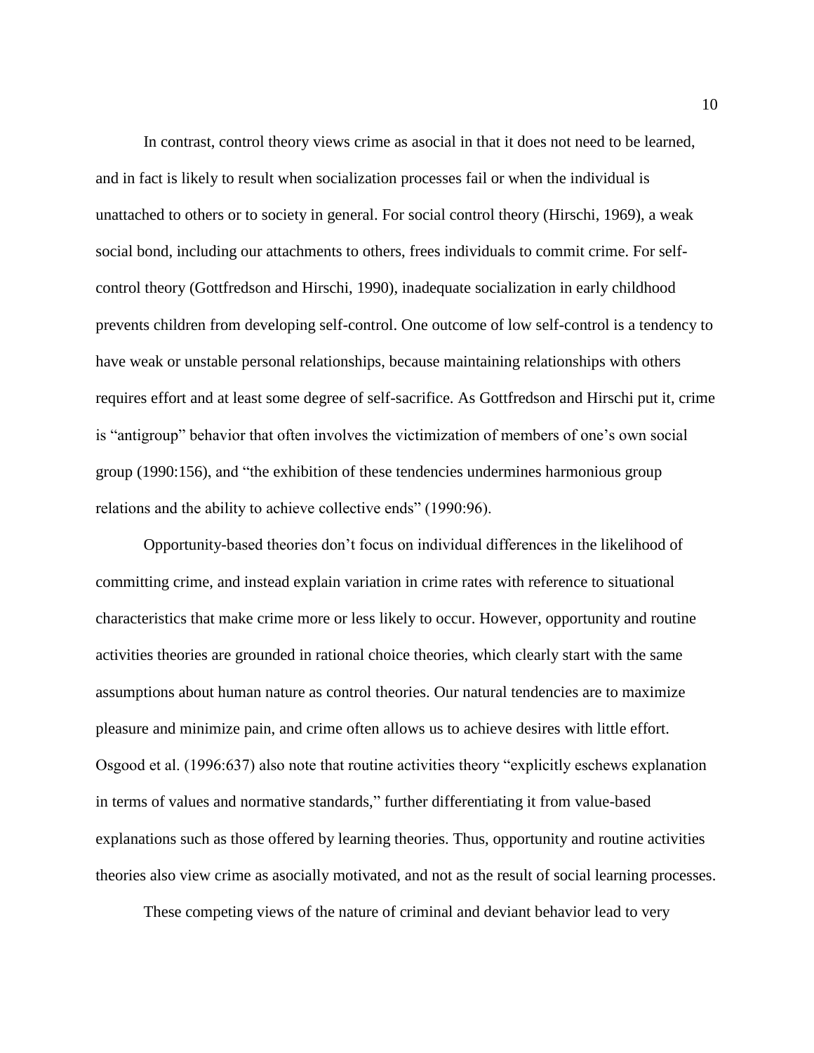In contrast, control theory views crime as asocial in that it does not need to be learned, and in fact is likely to result when socialization processes fail or when the individual is unattached to others or to society in general. For social control theory (Hirschi, 1969), a weak social bond, including our attachments to others, frees individuals to commit crime. For self-control theory (Gottfredson and Hirschi, 1990), inadequate socialization in early childhood prevents children from developing self-control. One outcome of low self-control is a tendency to have weak or unstable personal relationships, because maintaining relationships with others requires effort and at least some degree of self-sacrifice. As Gottfredson and Hirschi put it, crime is "antigroup" behavior that often involves the victimization of members of one's own social group (1990:156), and "the exhibition of these tendencies undermines harmonious group relations and the ability to achieve collective ends" (1990:96).

Opportunity-based theories don't focus on individual differences in the likelihood of committing crime, and instead explain variation in crime rates with reference to situational characteristics that make crime more or less likely to occur. However, opportunity and routine activities theories are grounded in rational choice theories, which clearly start with the same assumptions about human nature as control theories. Our natural tendencies are to maximize pleasure and minimize pain, and crime often allows us to achieve desires with little effort. Osgood et al. (1996:637) also note that routine activities theory "explicitly eschews explanation in terms of values and normative standards," further differentiating it from value-based explanations such as those offered by learning theories. Thus, opportunity and routine activities theories also view crime as asocially motivated, and not as the result of social learning processes.

These competing views of the nature of criminal and deviant behavior lead to very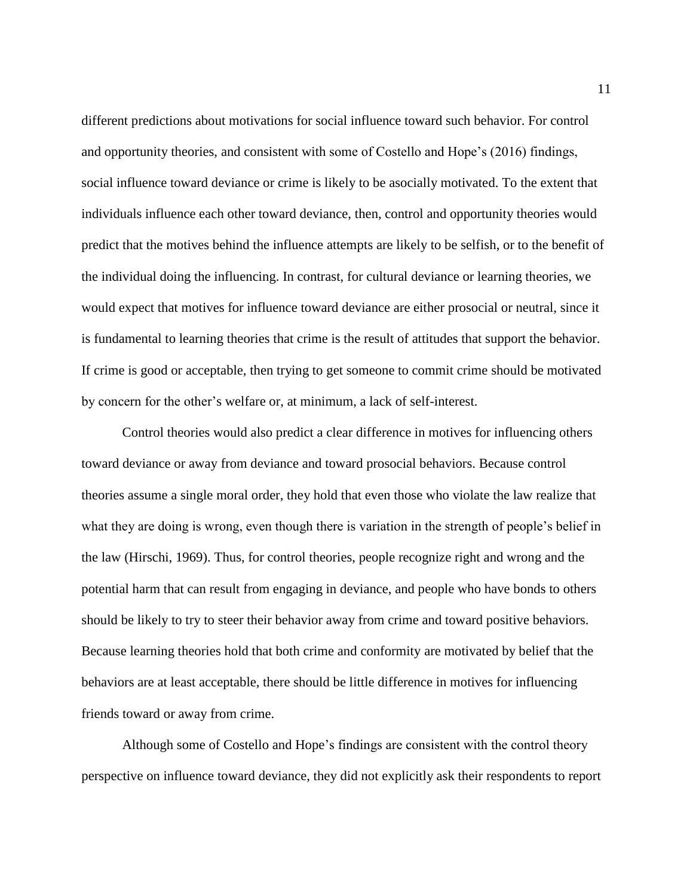different predictions about motivations for social influence toward such behavior. For control and opportunity theories, and consistent with some of Costello and Hope's (2016) findings, social influence toward deviance or crime is likely to be asocially motivated. To the extent that individuals influence each other toward deviance, then, control and opportunity theories would predict that the motives behind the influence attempts are likely to be selfish, or to the benefit of the individual doing the influencing. In contrast, for cultural deviance or learning theories, we would expect that motives for influence toward deviance are either prosocial or neutral, since it is fundamental to learning theories that crime is the result of attitudes that support the behavior. If crime is good or acceptable, then trying to get someone to commit crime should be motivated by concern for the other's welfare or, at minimum, a lack of self-interest.

Control theories would also predict a clear difference in motives for influencing others toward deviance or away from deviance and toward prosocial behaviors. Because control theories assume a single moral order, they hold that even those who violate the law realize that what they are doing is wrong, even though there is variation in the strength of people's belief in the law (Hirschi, 1969). Thus, for control theories, people recognize right and wrong and the potential harm that can result from engaging in deviance, and people who have bonds to others should be likely to try to steer their behavior away from crime and toward positive behaviors. Because learning theories hold that both crime and conformity are motivated by belief that the behaviors are at least acceptable, there should be little difference in motives for influencing friends toward or away from crime.

Although some of Costello and Hope's findings are consistent with the control theory perspective on influence toward deviance, they did not explicitly ask their respondents to report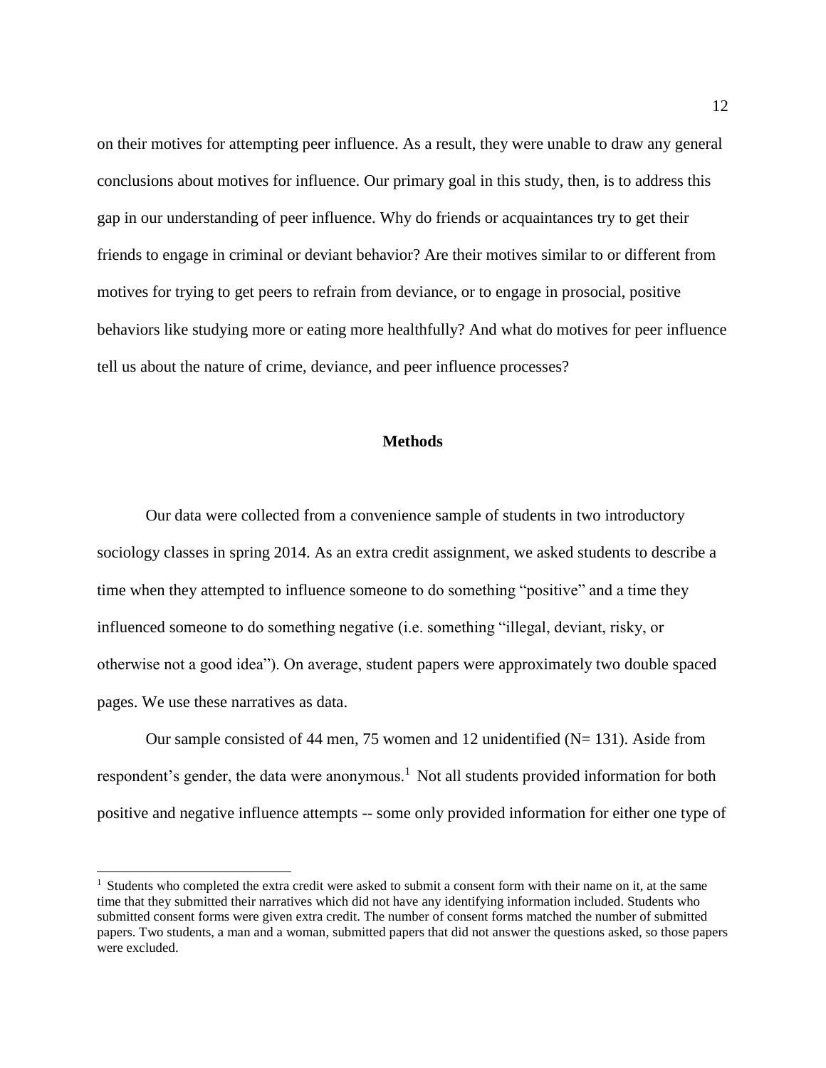on their motives for attempting peer influence. As a result, they were unable to draw any general conclusions about motives for influence. Our primary goal in this study, then, is to address this gap in our understanding of peer influence. Why do friends or acquaintances try to get their friends to engage in criminal or deviant behavior? Are their motives similar to or different from motives for trying to get peers to refrain from deviance, or to engage in prosocial, positive behaviors like studying more or eating more healthfully? And what do motives for peer influence tell us about the nature of crime, deviance, and peer influence processes?

## Methods

Our data were collected from a convenience sample of students in two introductory sociology classes in spring 2014. As an extra credit assignment, we asked students to describe a time when they attempted to influence someone to do something "positive" and a time they influenced someone to do something negative (i.e. something "illegal, deviant, risky, or otherwise not a good idea"). On average, student papers were approximately two double spaced pages. We use these narratives as data.

Our sample consisted of 44 men, 75 women and 12 unidentified (N= 131). Aside from respondent's gender, the data were anonymous.[1] Not all students provided information for both positive and negative influence attempts -- some only provided information for either one type of

[1] Students who completed the extra credit were asked to submit a consent form with their name on it, at the same time that they submitted their narratives which did not have any identifying information included. Students who submitted consent forms were given extra credit. The number of consent forms matched the number of submitted papers. Two students, a man and a woman, submitted papers that did not answer the questions asked, so those papers were excluded.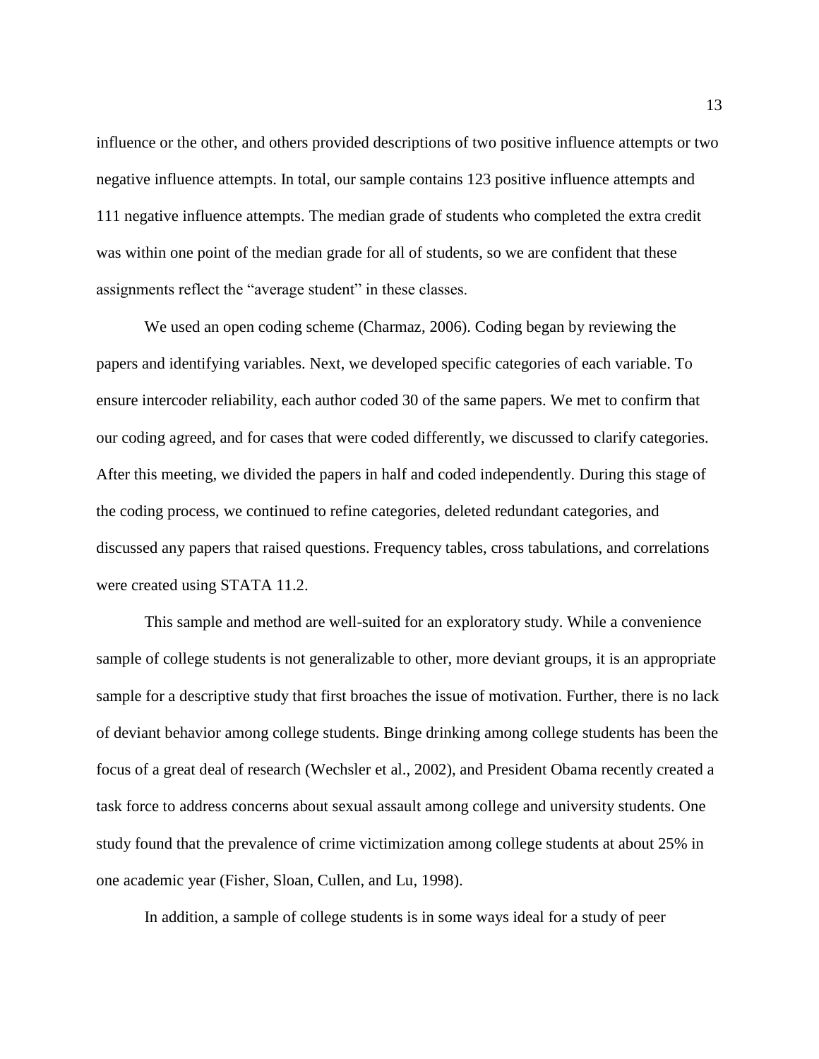influence or the other, and others provided descriptions of two positive influence attempts or two negative influence attempts. In total, our sample contains 123 positive influence attempts and 111 negative influence attempts. The median grade of students who completed the extra credit was within one point of the median grade for all of students, so we are confident that these assignments reflect the "average student" in these classes.

We used an open coding scheme (Charmaz, 2006). Coding began by reviewing the papers and identifying variables. Next, we developed specific categories of each variable. To ensure intercoder reliability, each author coded 30 of the same papers. We met to confirm that our coding agreed, and for cases that were coded differently, we discussed to clarify categories. After this meeting, we divided the papers in half and coded independently. During this stage of the coding process, we continued to refine categories, deleted redundant categories, and discussed any papers that raised questions. Frequency tables, cross tabulations, and correlations were created using STATA 11.2.

This sample and method are well-suited for an exploratory study. While a convenience sample of college students is not generalizable to other, more deviant groups, it is an appropriate sample for a descriptive study that first broaches the issue of motivation. Further, there is no lack of deviant behavior among college students. Binge drinking among college students has been the focus of a great deal of research (Wechsler et al., 2002), and President Obama recently created a task force to address concerns about sexual assault among college and university students. One study found that the prevalence of crime victimization among college students at about 25% in one academic year (Fisher, Sloan, Cullen, and Lu, 1998).

In addition, a sample of college students is in some ways ideal for a study of peer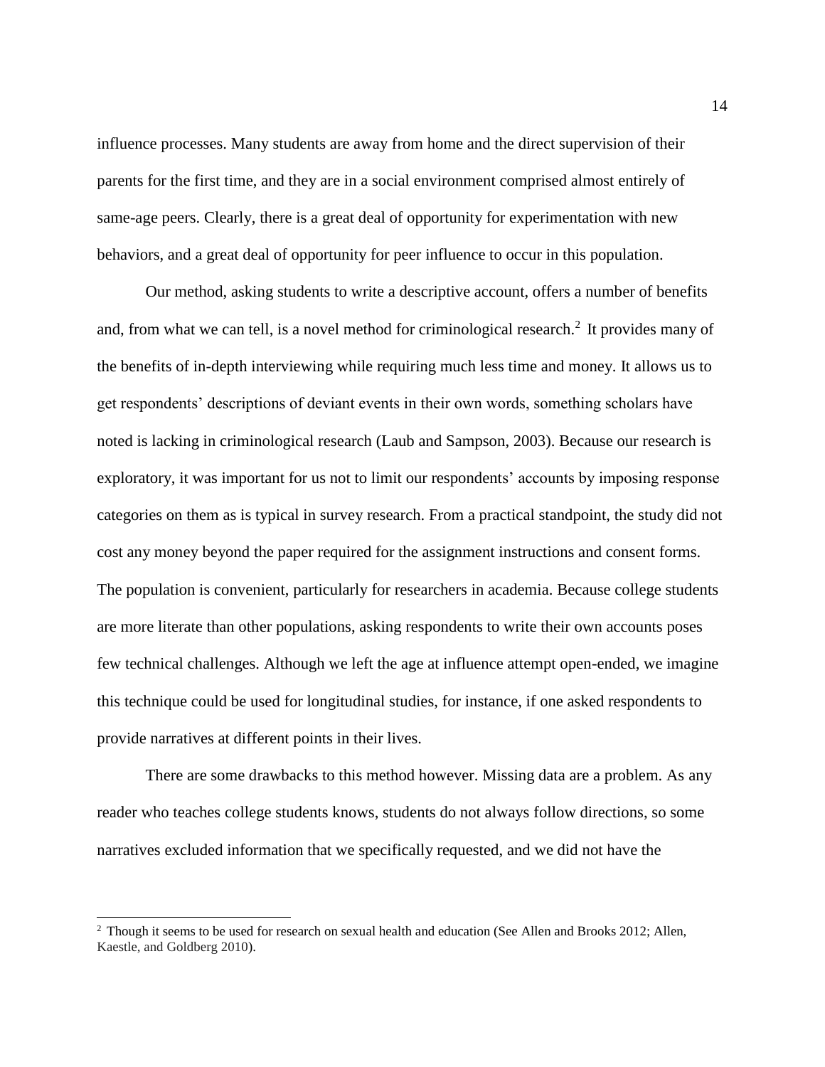influence processes. Many students are away from home and the direct supervision of their parents for the first time, and they are in a social environment comprised almost entirely of same-age peers. Clearly, there is a great deal of opportunity for experimentation with new behaviors, and a great deal of opportunity for peer influence to occur in this population.

Our method, asking students to write a descriptive account, offers a number of benefits and, from what we can tell, is a novel method for criminological research.[2] It provides many of the benefits of in-depth interviewing while requiring much less time and money. It allows us to get respondents' descriptions of deviant events in their own words, something scholars have noted is lacking in criminological research (Laub and Sampson, 2003). Because our research is exploratory, it was important for us not to limit our respondents' accounts by imposing response categories on them as is typical in survey research. From a practical standpoint, the study did not cost any money beyond the paper required for the assignment instructions and consent forms. The population is convenient, particularly for researchers in academia. Because college students are more literate than other populations, asking respondents to write their own accounts poses few technical challenges. Although we left the age at influence attempt open-ended, we imagine this technique could be used for longitudinal studies, for instance, if one asked respondents to provide narratives at different points in their lives.

There are some drawbacks to this method however. Missing data are a problem. As any reader who teaches college students knows, students do not always follow directions, so some narratives excluded information that we specifically requested, and we did not have the

---

[2] Though it seems to be used for research on sexual health and education (See Allen and Brooks 2012; Allen, Kaestle, and Goldberg 2010).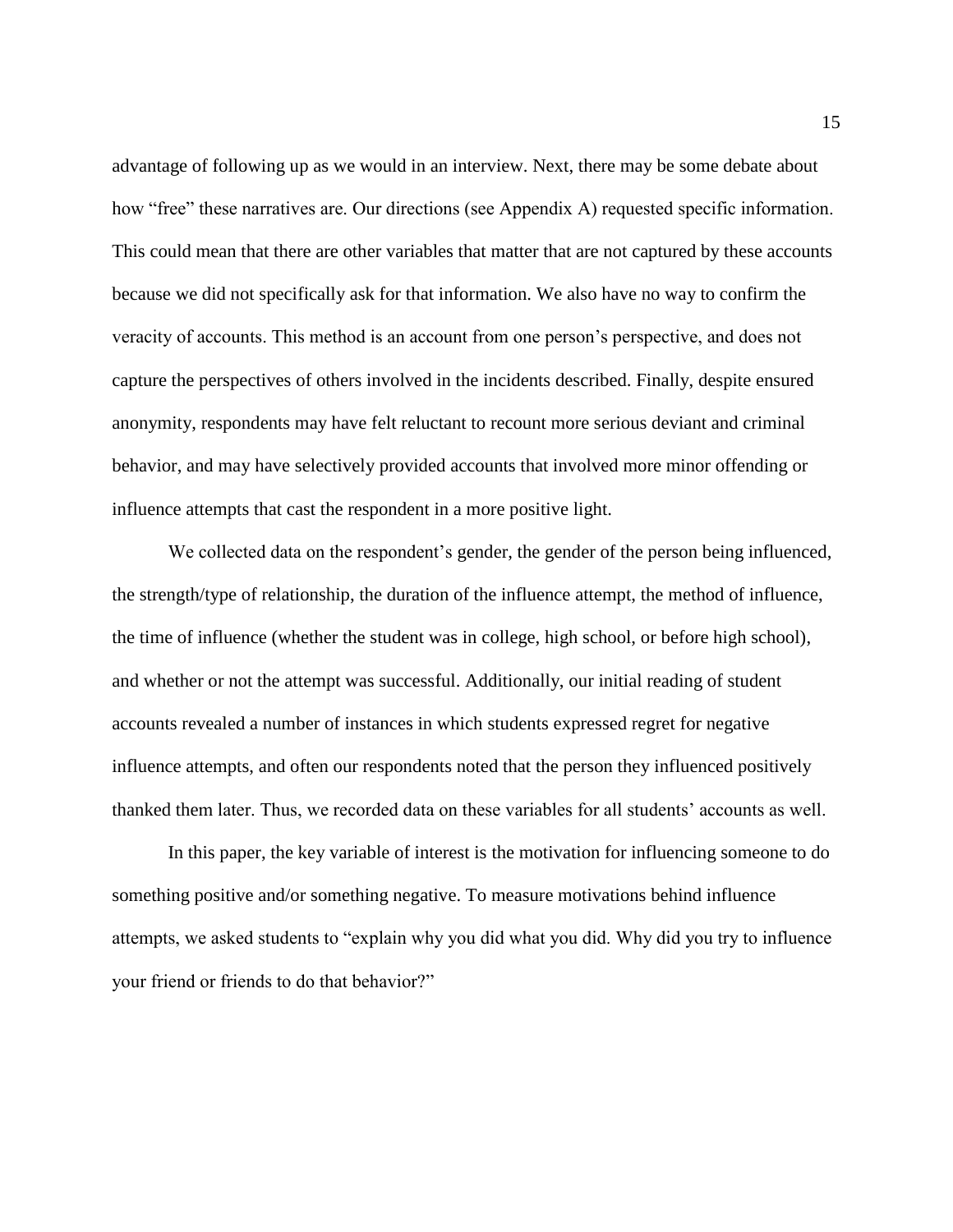advantage of following up as we would in an interview. Next, there may be some debate about how "free" these narratives are. Our directions (see Appendix A) requested specific information. This could mean that there are other variables that matter that are not captured by these accounts because we did not specifically ask for that information. We also have no way to confirm the veracity of accounts. This method is an account from one person's perspective, and does not capture the perspectives of others involved in the incidents described. Finally, despite ensured anonymity, respondents may have felt reluctant to recount more serious deviant and criminal behavior, and may have selectively provided accounts that involved more minor offending or influence attempts that cast the respondent in a more positive light.

We collected data on the respondent's gender, the gender of the person being influenced, the strength/type of relationship, the duration of the influence attempt, the method of influence, the time of influence (whether the student was in college, high school, or before high school), and whether or not the attempt was successful. Additionally, our initial reading of student accounts revealed a number of instances in which students expressed regret for negative influence attempts, and often our respondents noted that the person they influenced positively thanked them later. Thus, we recorded data on these variables for all students' accounts as well.

In this paper, the key variable of interest is the motivation for influencing someone to do something positive and/or something negative. To measure motivations behind influence attempts, we asked students to "explain why you did what you did. Why did you try to influence your friend or friends to do that behavior?"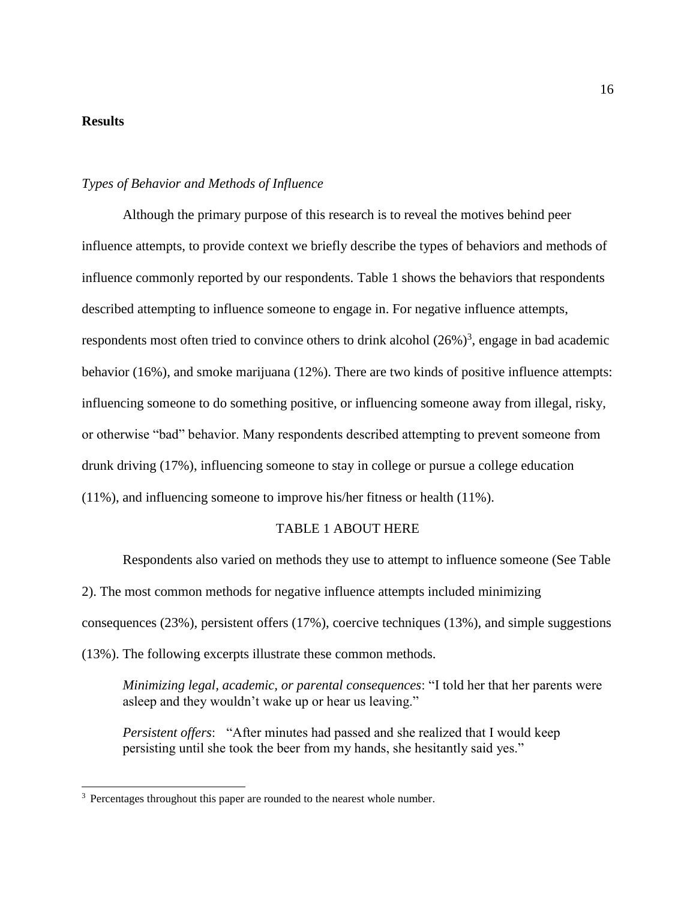**Results**

*Types of Behavior and Methods of Influence*

Although the primary purpose of this research is to reveal the motives behind peer influence attempts, to provide context we briefly describe the types of behaviors and methods of influence commonly reported by our respondents. Table 1 shows the behaviors that respondents described attempting to influence someone to engage in. For negative influence attempts, respondents most often tried to convince others to drink alcohol (26%)[3], engage in bad academic behavior (16%), and smoke marijuana (12%). There are two kinds of positive influence attempts: influencing someone to do something positive, or influencing someone away from illegal, risky, or otherwise "bad" behavior. Many respondents described attempting to prevent someone from drunk driving (17%), influencing someone to stay in college or pursue a college education (11%), and influencing someone to improve his/her fitness or health (11%).

TABLE 1 ABOUT HERE

Respondents also varied on methods they use to attempt to influence someone (See Table 2). The most common methods for negative influence attempts included minimizing consequences (23%), persistent offers (17%), coercive techniques (13%), and simple suggestions (13%). The following excerpts illustrate these common methods.

> *Minimizing legal, academic, or parental consequences*: "I told her that her parents were asleep and they wouldn't wake up or hear us leaving."
>
> *Persistent offers*: "After minutes had passed and she realized that I would keep persisting until she took the beer from my hands, she hesitantly said yes."

[3] Percentages throughout this paper are rounded to the nearest whole number.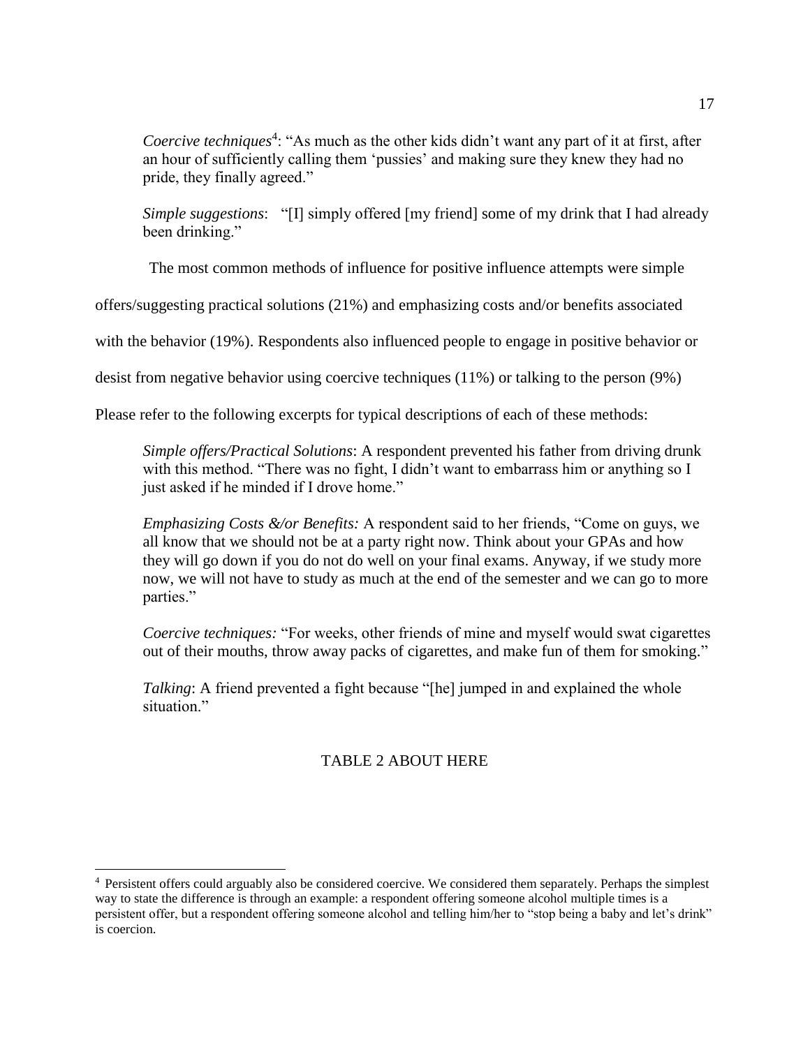> *Coercive techniques*[4]: "As much as the other kids didn't want any part of it at first, after an hour of sufficiently calling them 'pussies' and making sure they knew they had no pride, they finally agreed."
>
> *Simple suggestions*: "[I] simply offered [my friend] some of my drink that I had already been drinking."

The most common methods of influence for positive influence attempts were simple offers/suggesting practical solutions (21%) and emphasizing costs and/or benefits associated with the behavior (19%). Respondents also influenced people to engage in positive behavior or desist from negative behavior using coercive techniques (11%) or talking to the person (9%) Please refer to the following excerpts for typical descriptions of each of these methods:

> *Simple offers/Practical Solutions*: A respondent prevented his father from driving drunk with this method. "There was no fight, I didn't want to embarrass him or anything so I just asked if he minded if I drove home."
>
> *Emphasizing Costs &/or Benefits:* A respondent said to her friends, "Come on guys, we all know that we should not be at a party right now. Think about your GPAs and how they will go down if you do not do well on your final exams. Anyway, if we study more now, we will not have to study as much at the end of the semester and we can go to more parties."
>
> *Coercive techniques:* "For weeks, other friends of mine and myself would swat cigarettes out of their mouths, throw away packs of cigarettes, and make fun of them for smoking."
>
> *Talking*: A friend prevented a fight because "[he] jumped in and explained the whole situation."

TABLE 2 ABOUT HERE

---

[4] Persistent offers could arguably also be considered coercive. We considered them separately. Perhaps the simplest way to state the difference is through an example: a respondent offering someone alcohol multiple times is a persistent offer, but a respondent offering someone alcohol and telling him/her to "stop being a baby and let's drink" is coercion.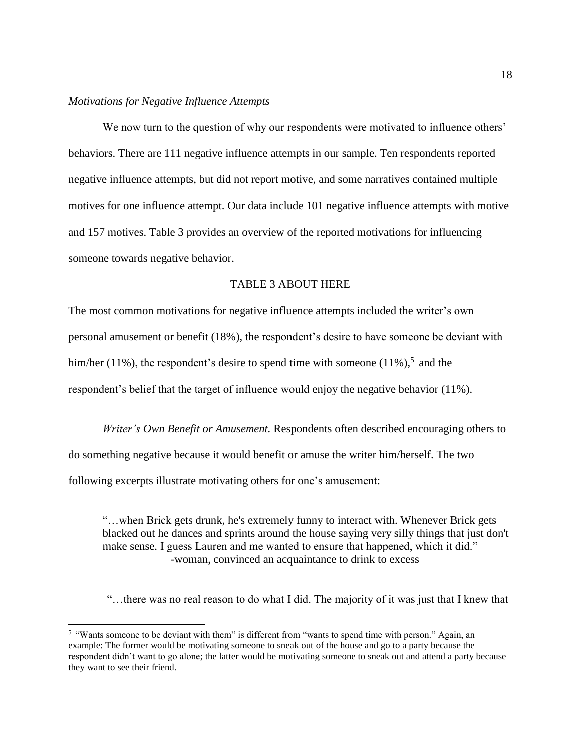*Motivations for Negative Influence Attempts*

We now turn to the question of why our respondents were motivated to influence others' behaviors. There are 111 negative influence attempts in our sample. Ten respondents reported negative influence attempts, but did not report motive, and some narratives contained multiple motives for one influence attempt. Our data include 101 negative influence attempts with motive and 157 motives. Table 3 provides an overview of the reported motivations for influencing someone towards negative behavior.

TABLE 3 ABOUT HERE

The most common motivations for negative influence attempts included the writer's own personal amusement or benefit (18%), the respondent's desire to have someone be deviant with him/her (11%), the respondent's desire to spend time with someone (11%),[5] and the respondent's belief that the target of influence would enjoy the negative behavior (11%).

*Writer's Own Benefit or Amusement.* Respondents often described encouraging others to do something negative because it would benefit or amuse the writer him/herself. The two following excerpts illustrate motivating others for one's amusement:

> "…when Brick gets drunk, he's extremely funny to interact with. Whenever Brick gets blacked out he dances and sprints around the house saying very silly things that just don't make sense. I guess Lauren and me wanted to ensure that happened, which it did."
> -woman, convinced an acquaintance to drink to excess

> "…there was no real reason to do what I did. The majority of it was just that I knew that

[5] "Wants someone to be deviant with them" is different from "wants to spend time with person." Again, an example: The former would be motivating someone to sneak out of the house and go to a party because the respondent didn't want to go alone; the latter would be motivating someone to sneak out and attend a party because they want to see their friend.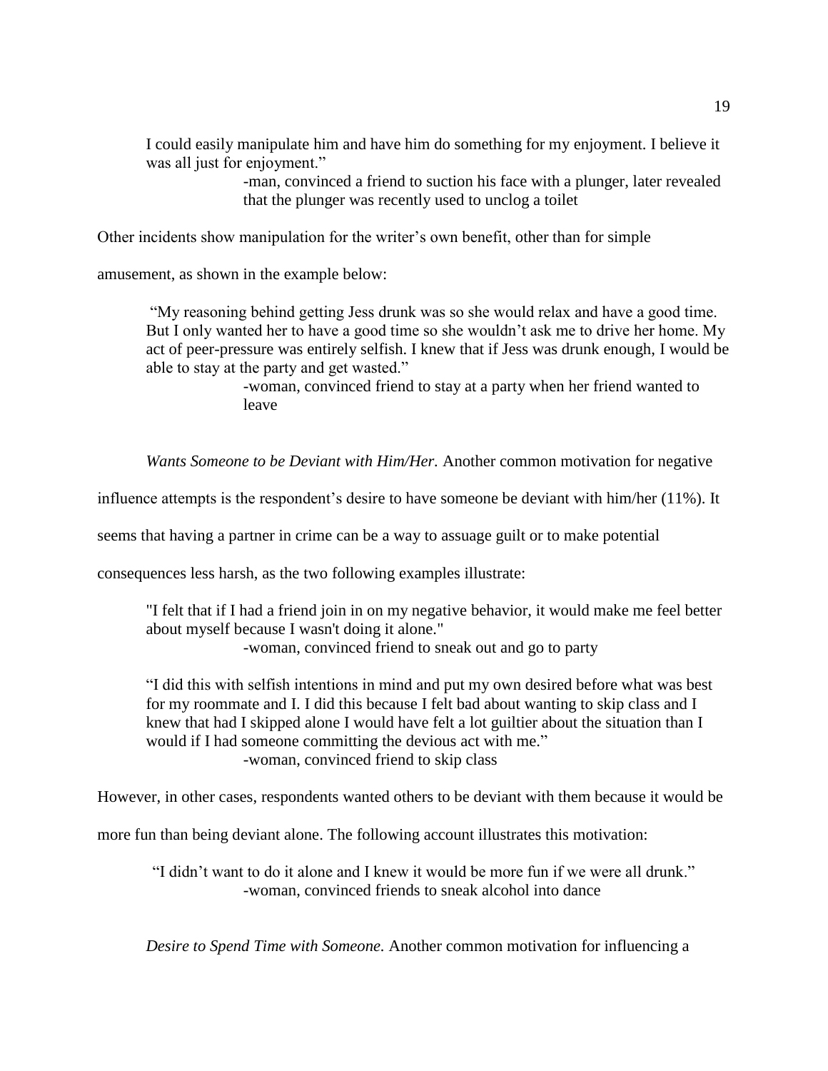> I could easily manipulate him and have him do something for my enjoyment. I believe it was all just for enjoyment."
>
> -man, convinced a friend to suction his face with a plunger, later revealed that the plunger was recently used to unclog a toilet

Other incidents show manipulation for the writer's own benefit, other than for simple amusement, as shown in the example below:

> "My reasoning behind getting Jess drunk was so she would relax and have a good time. But I only wanted her to have a good time so she wouldn't ask me to drive her home. My act of peer-pressure was entirely selfish. I knew that if Jess was drunk enough, I would be able to stay at the party and get wasted."
>
> -woman, convinced friend to stay at a party when her friend wanted to leave

*Wants Someone to be Deviant with Him/Her.* Another common motivation for negative influence attempts is the respondent's desire to have someone be deviant with him/her (11%). It seems that having a partner in crime can be a way to assuage guilt or to make potential consequences less harsh, as the two following examples illustrate:

> "I felt that if I had a friend join in on my negative behavior, it would make me feel better about myself because I wasn't doing it alone."
>
> -woman, convinced friend to sneak out and go to party

> "I did this with selfish intentions in mind and put my own desired before what was best for my roommate and I. I did this because I felt bad about wanting to skip class and I knew that had I skipped alone I would have felt a lot guiltier about the situation than I would if I had someone committing the devious act with me."
>
> -woman, convinced friend to skip class

However, in other cases, respondents wanted others to be deviant with them because it would be more fun than being deviant alone. The following account illustrates this motivation:

> "I didn't want to do it alone and I knew it would be more fun if we were all drunk."
>
> -woman, convinced friends to sneak alcohol into dance

*Desire to Spend Time with Someone.* Another common motivation for influencing a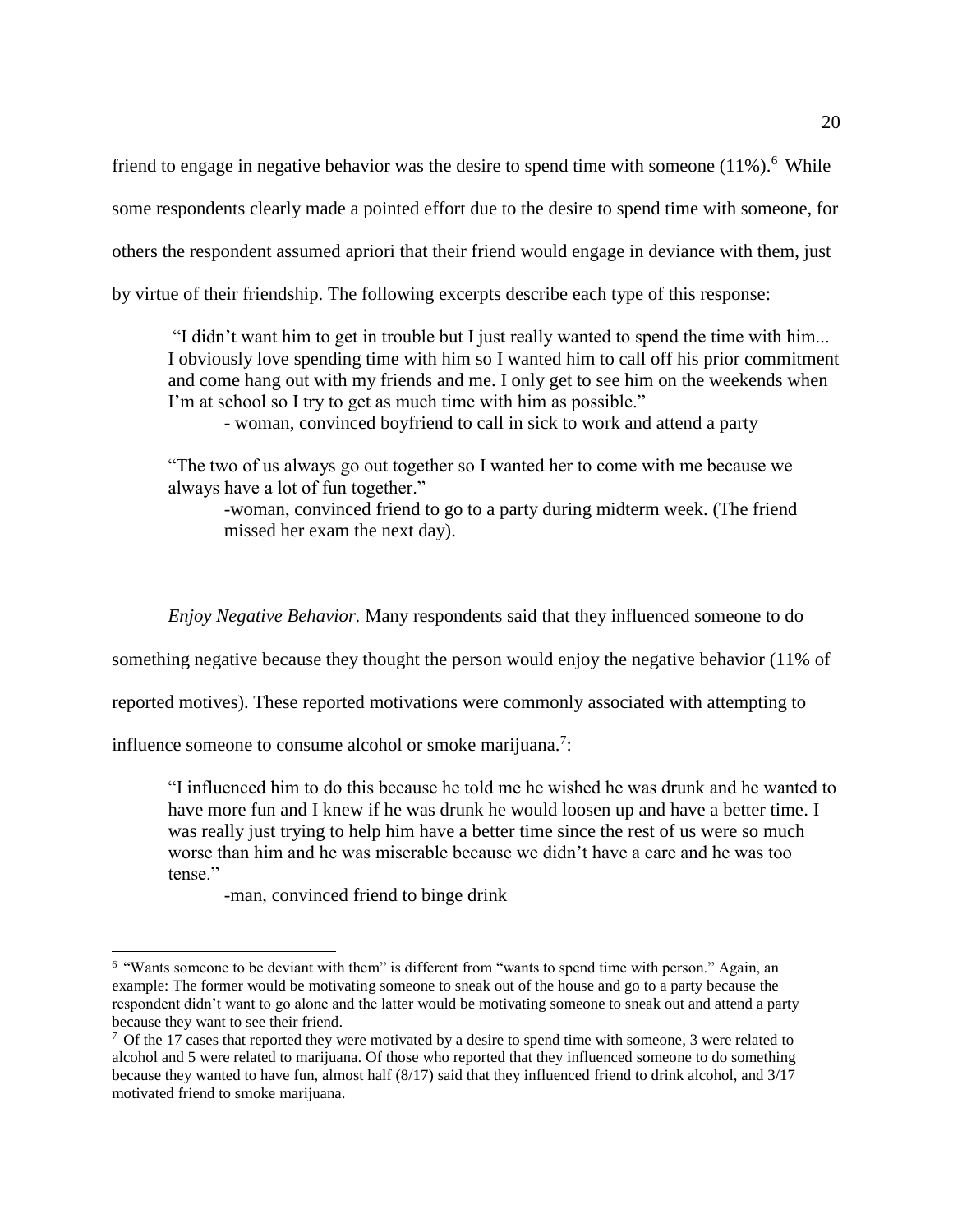friend to engage in negative behavior was the desire to spend time with someone (11%).[6] While some respondents clearly made a pointed effort due to the desire to spend time with someone, for others the respondent assumed apriori that their friend would engage in deviance with them, just by virtue of their friendship. The following excerpts describe each type of this response:

> "I didn't want him to get in trouble but I just really wanted to spend the time with him... I obviously love spending time with him so I wanted him to call off his prior commitment and come hang out with my friends and me. I only get to see him on the weekends when I'm at school so I try to get as much time with him as possible."
>
> - woman, convinced boyfriend to call in sick to work and attend a party

> "The two of us always go out together so I wanted her to come with me because we always have a lot of fun together."
>
> -woman, convinced friend to go to a party during midterm week. (The friend missed her exam the next day).

*Enjoy Negative Behavior.* Many respondents said that they influenced someone to do something negative because they thought the person would enjoy the negative behavior (11% of reported motives). These reported motivations were commonly associated with attempting to influence someone to consume alcohol or smoke marijuana.[7]:

> "I influenced him to do this because he told me he wished he was drunk and he wanted to have more fun and I knew if he was drunk he would loosen up and have a better time. I was really just trying to help him have a better time since the rest of us were so much worse than him and he was miserable because we didn't have a care and he was too tense."
>
> -man, convinced friend to binge drink

---

[6] "Wants someone to be deviant with them" is different from "wants to spend time with person." Again, an example: The former would be motivating someone to sneak out of the house and go to a party because the respondent didn't want to go alone and the latter would be motivating someone to sneak out and attend a party because they want to see their friend.

[7] Of the 17 cases that reported they were motivated by a desire to spend time with someone, 3 were related to alcohol and 5 were related to marijuana. Of those who reported that they influenced someone to do something because they wanted to have fun, almost half (8/17) said that they influenced friend to drink alcohol, and 3/17 motivated friend to smoke marijuana.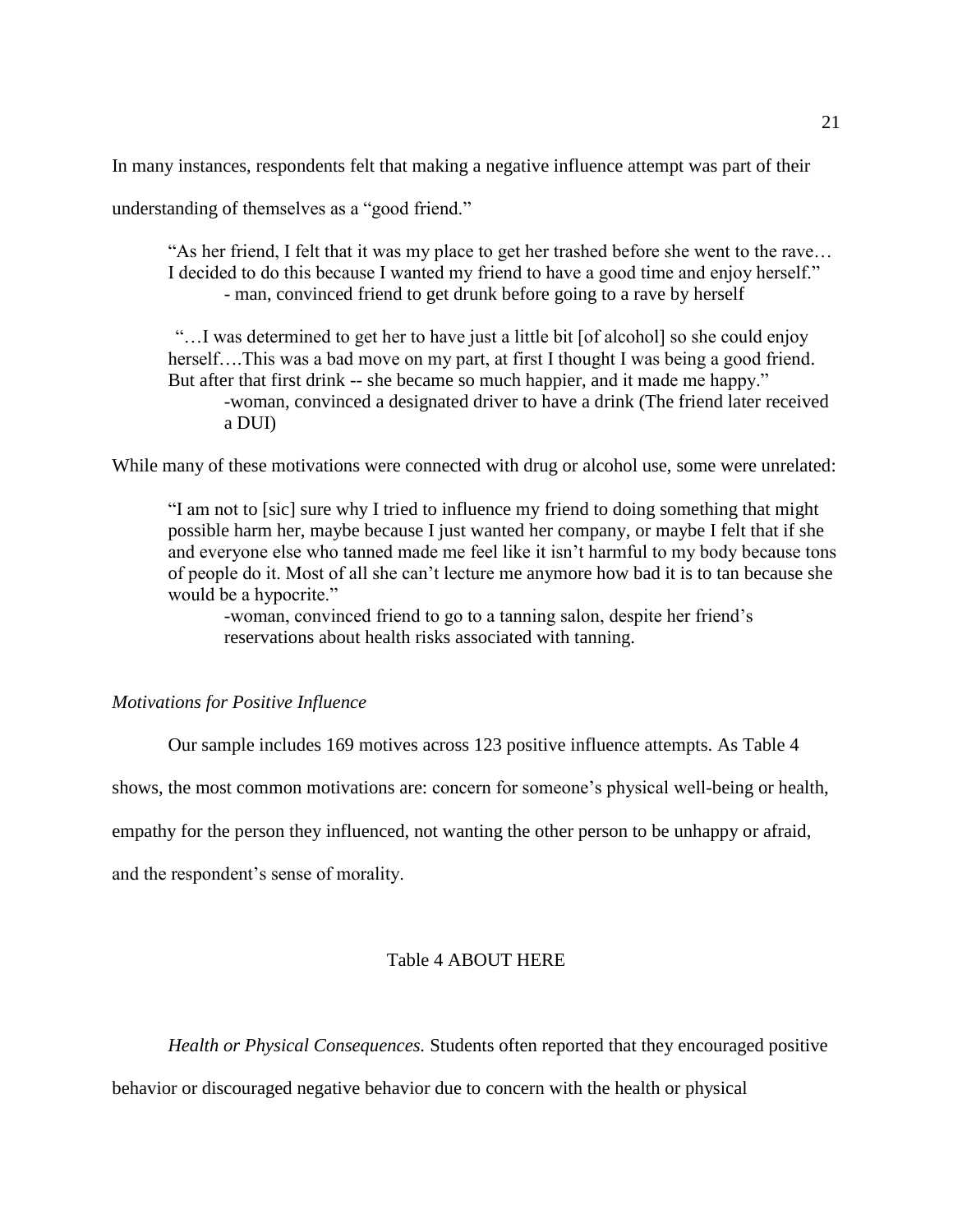In many instances, respondents felt that making a negative influence attempt was part of their understanding of themselves as a "good friend."

> "As her friend, I felt that it was my place to get her trashed before she went to the rave… I decided to do this because I wanted my friend to have a good time and enjoy herself."
>
> - man, convinced friend to get drunk before going to a rave by herself

> "…I was determined to get her to have just a little bit [of alcohol] so she could enjoy herself….This was a bad move on my part, at first I thought I was being a good friend. But after that first drink -- she became so much happier, and it made me happy."
>
> -woman, convinced a designated driver to have a drink (The friend later received a DUI)

While many of these motivations were connected with drug or alcohol use, some were unrelated:

> "I am not to [sic] sure why I tried to influence my friend to doing something that might possible harm her, maybe because I just wanted her company, or maybe I felt that if she and everyone else who tanned made me feel like it isn't harmful to my body because tons of people do it. Most of all she can't lecture me anymore how bad it is to tan because she would be a hypocrite."
>
> -woman, convinced friend to go to a tanning salon, despite her friend's reservations about health risks associated with tanning.

*Motivations for Positive Influence*

Our sample includes 169 motives across 123 positive influence attempts. As Table 4 shows, the most common motivations are: concern for someone's physical well-being or health, empathy for the person they influenced, not wanting the other person to be unhappy or afraid, and the respondent's sense of morality.

Table 4 ABOUT HERE

*Health or Physical Consequences.* Students often reported that they encouraged positive behavior or discouraged negative behavior due to concern with the health or physical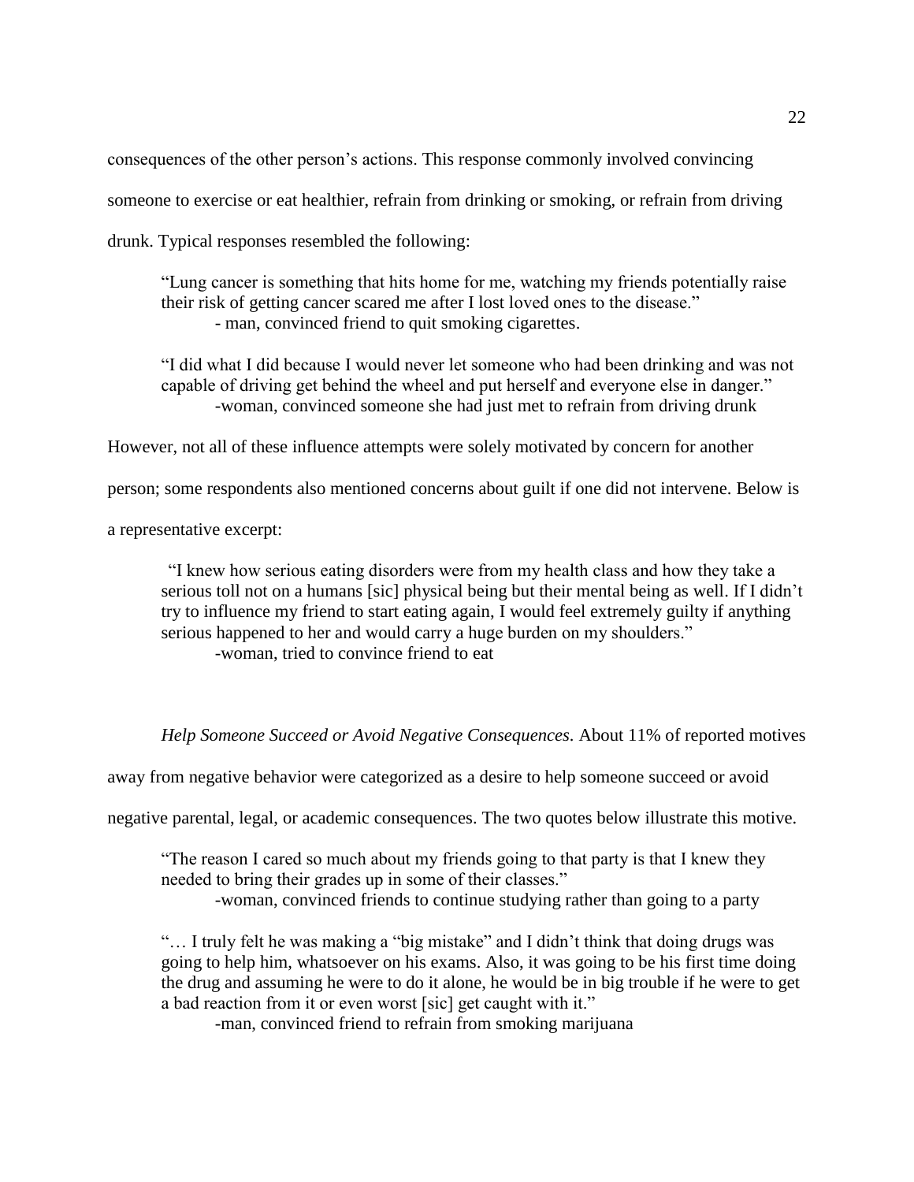consequences of the other person's actions. This response commonly involved convincing someone to exercise or eat healthier, refrain from drinking or smoking, or refrain from driving drunk. Typical responses resembled the following:

> "Lung cancer is something that hits home for me, watching my friends potentially raise their risk of getting cancer scared me after I lost loved ones to the disease."
>
> - man, convinced friend to quit smoking cigarettes.

> "I did what I did because I would never let someone who had been drinking and was not capable of driving get behind the wheel and put herself and everyone else in danger."
>
> -woman, convinced someone she had just met to refrain from driving drunk

However, not all of these influence attempts were solely motivated by concern for another person; some respondents also mentioned concerns about guilt if one did not intervene. Below is a representative excerpt:

> "I knew how serious eating disorders were from my health class and how they take a serious toll not on a humans [sic] physical being but their mental being as well. If I didn't try to influence my friend to start eating again, I would feel extremely guilty if anything serious happened to her and would carry a huge burden on my shoulders."
>
> -woman, tried to convince friend to eat

*Help Someone Succeed or Avoid Negative Consequences*. About 11% of reported motives away from negative behavior were categorized as a desire to help someone succeed or avoid negative parental, legal, or academic consequences. The two quotes below illustrate this motive.

> "The reason I cared so much about my friends going to that party is that I knew they needed to bring their grades up in some of their classes."
>
> -woman, convinced friends to continue studying rather than going to a party

> "… I truly felt he was making a "big mistake" and I didn't think that doing drugs was going to help him, whatsoever on his exams. Also, it was going to be his first time doing the drug and assuming he were to do it alone, he would be in big trouble if he were to get a bad reaction from it or even worst [sic] get caught with it."
>
> -man, convinced friend to refrain from smoking marijuana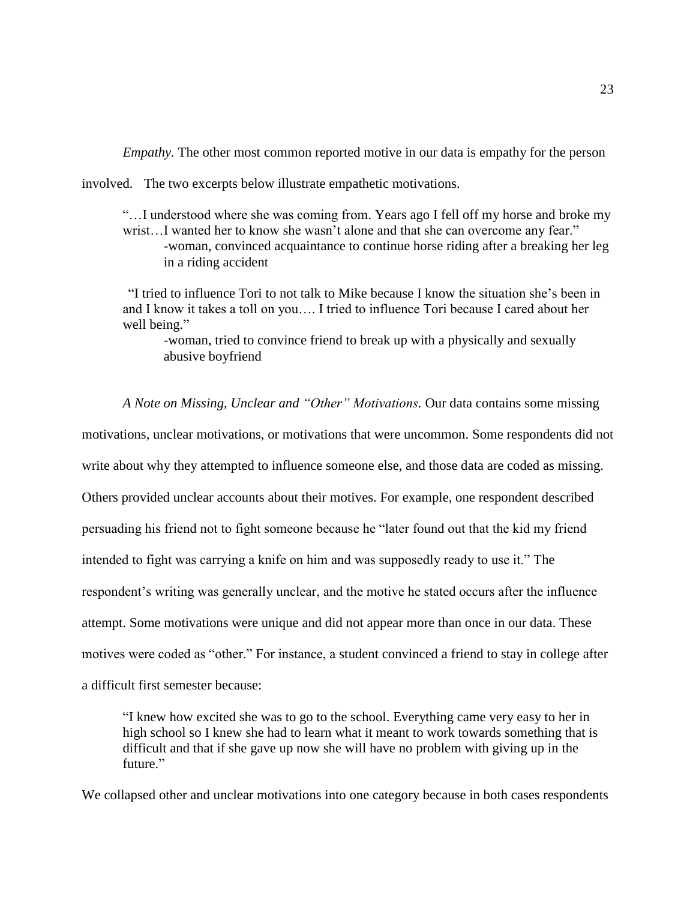*Empathy.* The other most common reported motive in our data is empathy for the person involved. The two excerpts below illustrate empathetic motivations.

> "…I understood where she was coming from. Years ago I fell off my horse and broke my wrist…I wanted her to know she wasn't alone and that she can overcome any fear."
>
> -woman, convinced acquaintance to continue horse riding after a breaking her leg in a riding accident

> "I tried to influence Tori to not talk to Mike because I know the situation she's been in and I know it takes a toll on you…. I tried to influence Tori because I cared about her well being."
>
> -woman, tried to convince friend to break up with a physically and sexually abusive boyfriend

*A Note on Missing, Unclear and "Other" Motivations.* Our data contains some missing motivations, unclear motivations, or motivations that were uncommon. Some respondents did not write about why they attempted to influence someone else, and those data are coded as missing. Others provided unclear accounts about their motives. For example, one respondent described persuading his friend not to fight someone because he "later found out that the kid my friend intended to fight was carrying a knife on him and was supposedly ready to use it." The respondent's writing was generally unclear, and the motive he stated occurs after the influence attempt. Some motivations were unique and did not appear more than once in our data. These motives were coded as "other." For instance, a student convinced a friend to stay in college after a difficult first semester because:

> "I knew how excited she was to go to the school. Everything came very easy to her in high school so I knew she had to learn what it meant to work towards something that is difficult and that if she gave up now she will have no problem with giving up in the future."

We collapsed other and unclear motivations into one category because in both cases respondents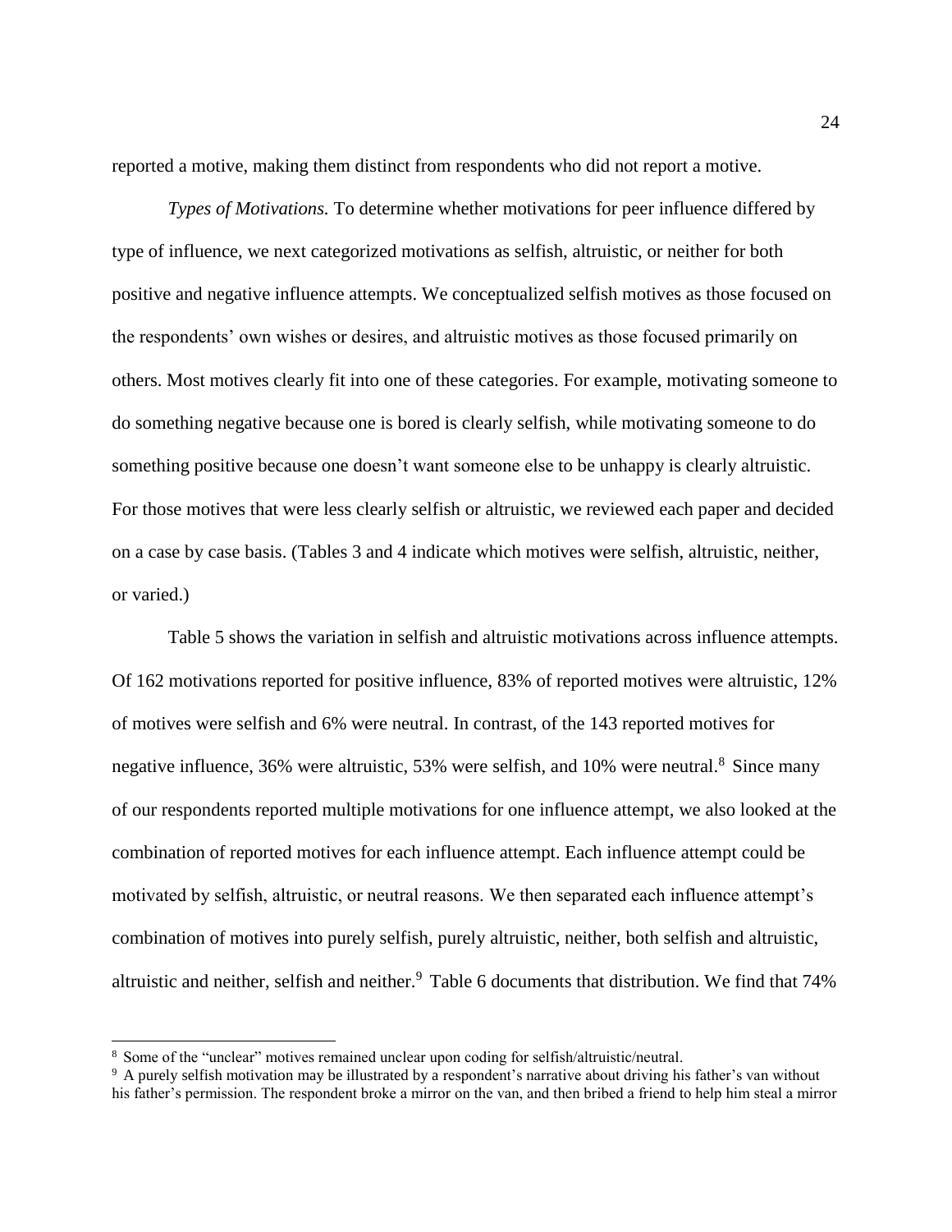reported a motive, making them distinct from respondents who did not report a motive.

*Types of Motivations.* To determine whether motivations for peer influence differed by type of influence, we next categorized motivations as selfish, altruistic, or neither for both positive and negative influence attempts. We conceptualized selfish motives as those focused on the respondents' own wishes or desires, and altruistic motives as those focused primarily on others. Most motives clearly fit into one of these categories. For example, motivating someone to do something negative because one is bored is clearly selfish, while motivating someone to do something positive because one doesn't want someone else to be unhappy is clearly altruistic. For those motives that were less clearly selfish or altruistic, we reviewed each paper and decided on a case by case basis. (Tables 3 and 4 indicate which motives were selfish, altruistic, neither, or varied.)

Table 5 shows the variation in selfish and altruistic motivations across influence attempts. Of 162 motivations reported for positive influence, 83% of reported motives were altruistic, 12% of motives were selfish and 6% were neutral. In contrast, of the 143 reported motives for negative influence, 36% were altruistic, 53% were selfish, and 10% were neutral.[8] Since many of our respondents reported multiple motivations for one influence attempt, we also looked at the combination of reported motives for each influence attempt. Each influence attempt could be motivated by selfish, altruistic, or neutral reasons. We then separated each influence attempt's combination of motives into purely selfish, purely altruistic, neither, both selfish and altruistic, altruistic and neither, selfish and neither.[9] Table 6 documents that distribution. We find that 74%

---

[8] Some of the "unclear" motives remained unclear upon coding for selfish/altruistic/neutral.

[9] A purely selfish motivation may be illustrated by a respondent's narrative about driving his father's van without his father's permission. The respondent broke a mirror on the van, and then bribed a friend to help him steal a mirror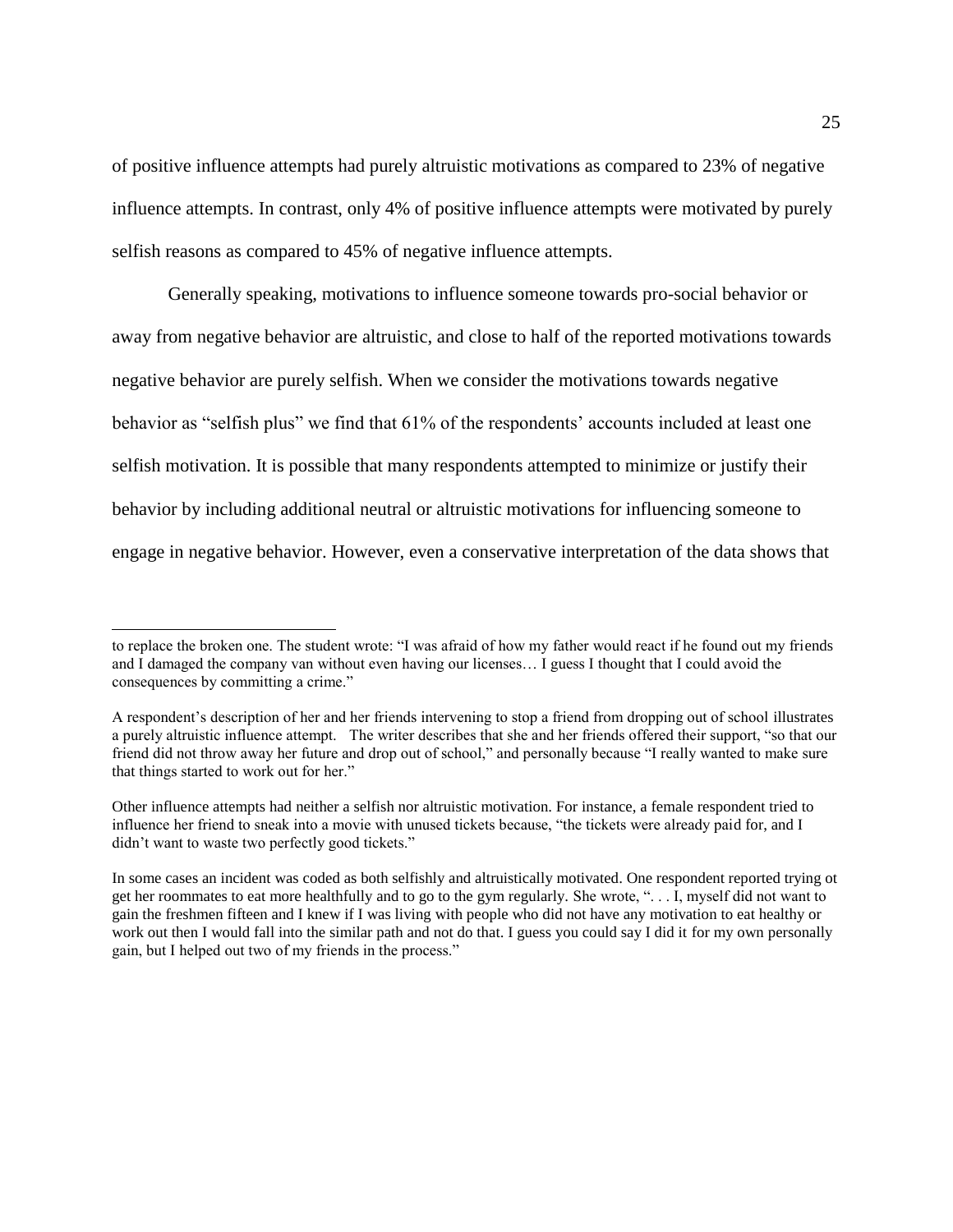of positive influence attempts had purely altruistic motivations as compared to 23% of negative influence attempts. In contrast, only 4% of positive influence attempts were motivated by purely selfish reasons as compared to 45% of negative influence attempts.

Generally speaking, motivations to influence someone towards pro-social behavior or away from negative behavior are altruistic, and close to half of the reported motivations towards negative behavior are purely selfish. When we consider the motivations towards negative behavior as "selfish plus" we find that 61% of the respondents' accounts included at least one selfish motivation. It is possible that many respondents attempted to minimize or justify their behavior by including additional neutral or altruistic motivations for influencing someone to engage in negative behavior. However, even a conservative interpretation of the data shows that

---

to replace the broken one. The student wrote: "I was afraid of how my father would react if he found out my friends and I damaged the company van without even having our licenses… I guess I thought that I could avoid the consequences by committing a crime."

A respondent's description of her and her friends intervening to stop a friend from dropping out of school illustrates a purely altruistic influence attempt. The writer describes that she and her friends offered their support, "so that our friend did not throw away her future and drop out of school," and personally because "I really wanted to make sure that things started to work out for her."

Other influence attempts had neither a selfish nor altruistic motivation. For instance, a female respondent tried to influence her friend to sneak into a movie with unused tickets because, "the tickets were already paid for, and I didn't want to waste two perfectly good tickets."

In some cases an incident was coded as both selfishly and altruistically motivated. One respondent reported trying ot get her roommates to eat more healthfully and to go to the gym regularly. She wrote, ". . . I, myself did not want to gain the freshmen fifteen and I knew if I was living with people who did not have any motivation to eat healthy or work out then I would fall into the similar path and not do that. I guess you could say I did it for my own personally gain, but I helped out two of my friends in the process."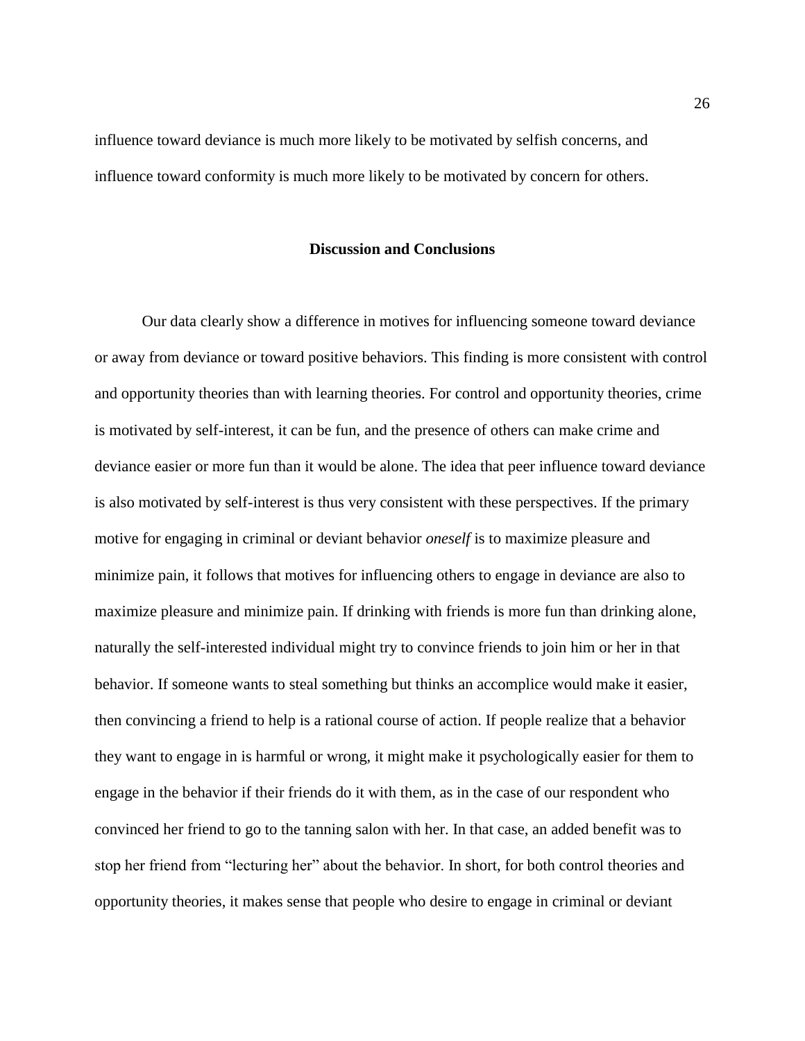influence toward deviance is much more likely to be motivated by selfish concerns, and influence toward conformity is much more likely to be motivated by concern for others.

## Discussion and Conclusions

Our data clearly show a difference in motives for influencing someone toward deviance or away from deviance or toward positive behaviors. This finding is more consistent with control and opportunity theories than with learning theories. For control and opportunity theories, crime is motivated by self-interest, it can be fun, and the presence of others can make crime and deviance easier or more fun than it would be alone. The idea that peer influence toward deviance is also motivated by self-interest is thus very consistent with these perspectives. If the primary motive for engaging in criminal or deviant behavior *oneself* is to maximize pleasure and minimize pain, it follows that motives for influencing others to engage in deviance are also to maximize pleasure and minimize pain. If drinking with friends is more fun than drinking alone, naturally the self-interested individual might try to convince friends to join him or her in that behavior. If someone wants to steal something but thinks an accomplice would make it easier, then convincing a friend to help is a rational course of action. If people realize that a behavior they want to engage in is harmful or wrong, it might make it psychologically easier for them to engage in the behavior if their friends do it with them, as in the case of our respondent who convinced her friend to go to the tanning salon with her. In that case, an added benefit was to stop her friend from "lecturing her" about the behavior. In short, for both control theories and opportunity theories, it makes sense that people who desire to engage in criminal or deviant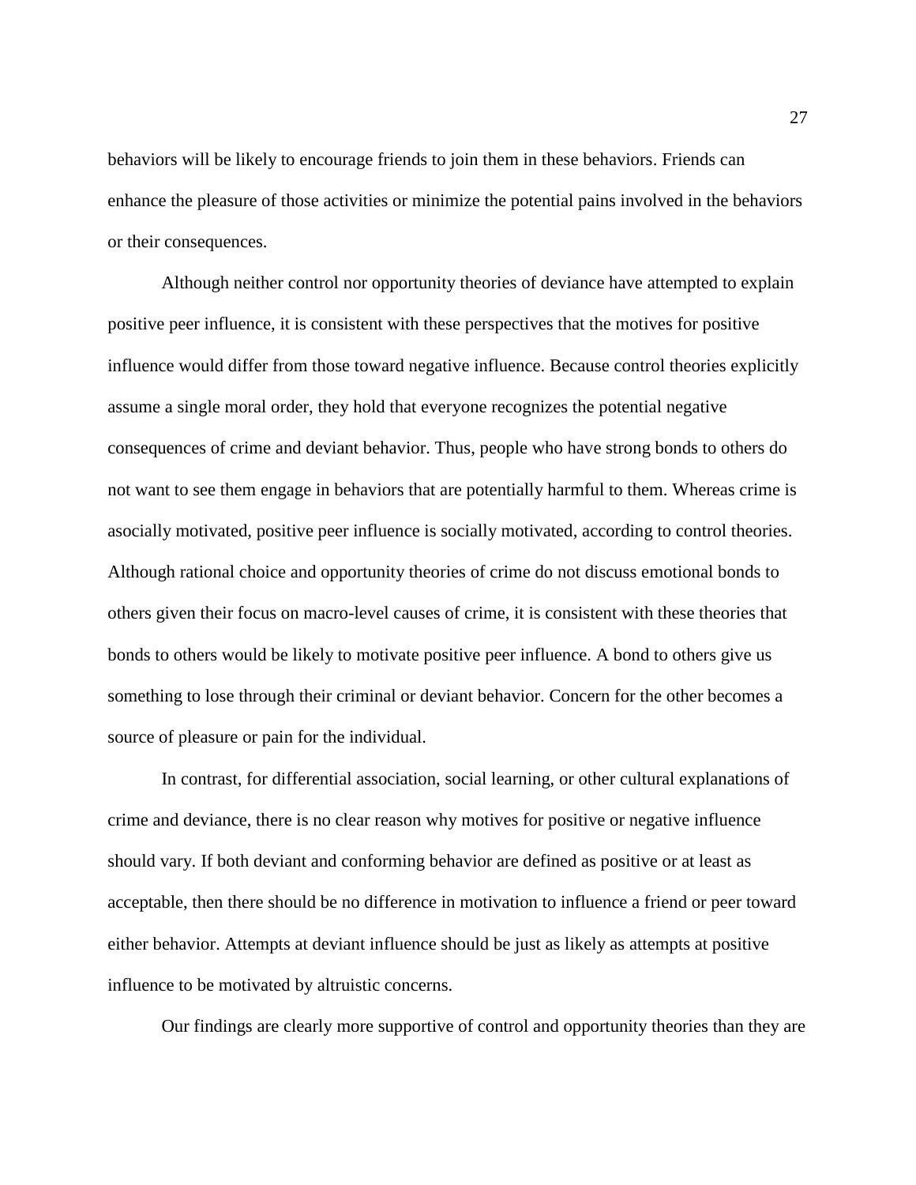behaviors will be likely to encourage friends to join them in these behaviors. Friends can enhance the pleasure of those activities or minimize the potential pains involved in the behaviors or their consequences.

Although neither control nor opportunity theories of deviance have attempted to explain positive peer influence, it is consistent with these perspectives that the motives for positive influence would differ from those toward negative influence. Because control theories explicitly assume a single moral order, they hold that everyone recognizes the potential negative consequences of crime and deviant behavior. Thus, people who have strong bonds to others do not want to see them engage in behaviors that are potentially harmful to them. Whereas crime is asocially motivated, positive peer influence is socially motivated, according to control theories. Although rational choice and opportunity theories of crime do not discuss emotional bonds to others given their focus on macro-level causes of crime, it is consistent with these theories that bonds to others would be likely to motivate positive peer influence. A bond to others give us something to lose through their criminal or deviant behavior. Concern for the other becomes a source of pleasure or pain for the individual.

In contrast, for differential association, social learning, or other cultural explanations of crime and deviance, there is no clear reason why motives for positive or negative influence should vary. If both deviant and conforming behavior are defined as positive or at least as acceptable, then there should be no difference in motivation to influence a friend or peer toward either behavior. Attempts at deviant influence should be just as likely as attempts at positive influence to be motivated by altruistic concerns.

Our findings are clearly more supportive of control and opportunity theories than they are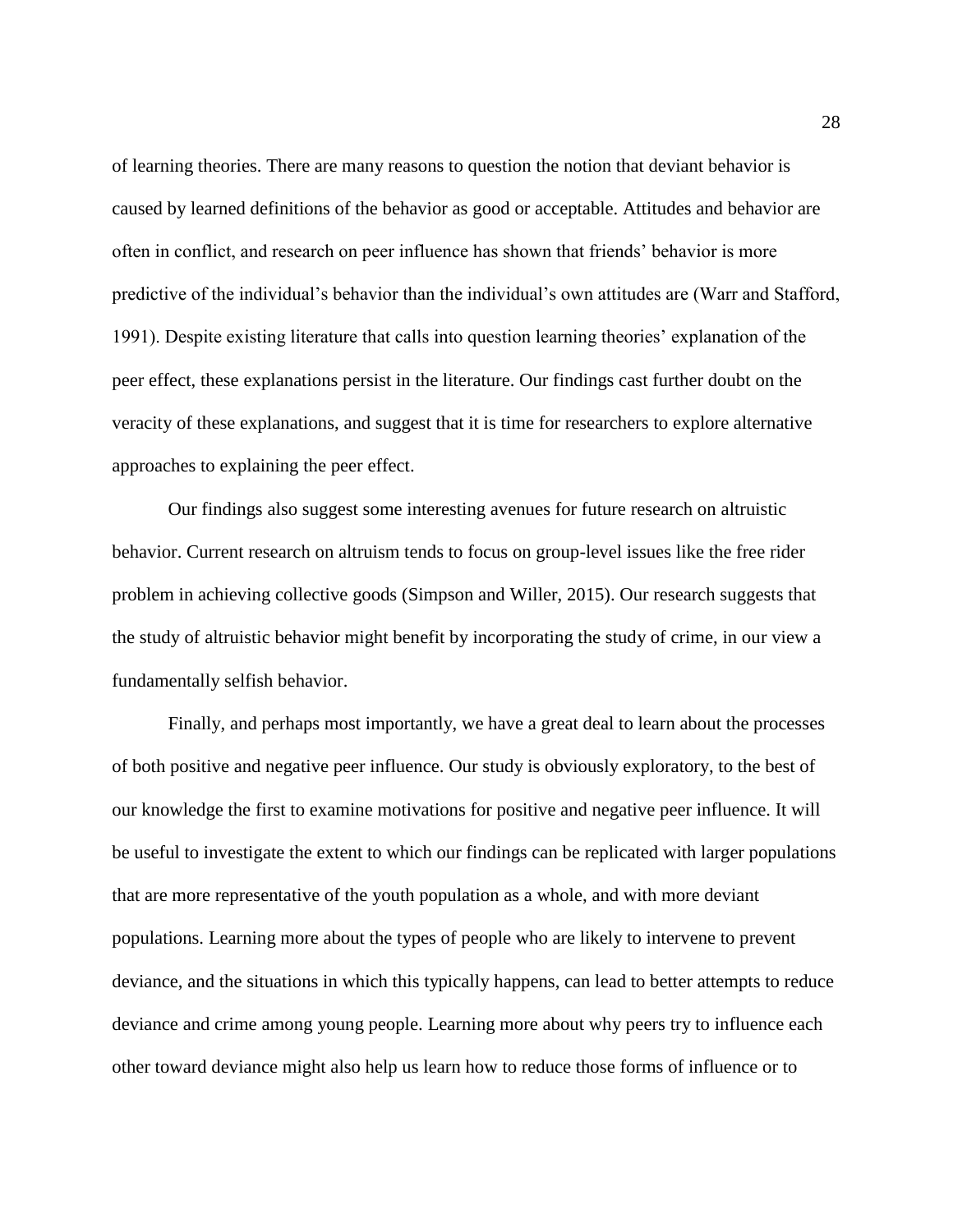of learning theories. There are many reasons to question the notion that deviant behavior is caused by learned definitions of the behavior as good or acceptable. Attitudes and behavior are often in conflict, and research on peer influence has shown that friends' behavior is more predictive of the individual's behavior than the individual's own attitudes are (Warr and Stafford, 1991). Despite existing literature that calls into question learning theories' explanation of the peer effect, these explanations persist in the literature. Our findings cast further doubt on the veracity of these explanations, and suggest that it is time for researchers to explore alternative approaches to explaining the peer effect.

Our findings also suggest some interesting avenues for future research on altruistic behavior. Current research on altruism tends to focus on group-level issues like the free rider problem in achieving collective goods (Simpson and Willer, 2015). Our research suggests that the study of altruistic behavior might benefit by incorporating the study of crime, in our view a fundamentally selfish behavior.

Finally, and perhaps most importantly, we have a great deal to learn about the processes of both positive and negative peer influence. Our study is obviously exploratory, to the best of our knowledge the first to examine motivations for positive and negative peer influence. It will be useful to investigate the extent to which our findings can be replicated with larger populations that are more representative of the youth population as a whole, and with more deviant populations. Learning more about the types of people who are likely to intervene to prevent deviance, and the situations in which this typically happens, can lead to better attempts to reduce deviance and crime among young people. Learning more about why peers try to influence each other toward deviance might also help us learn how to reduce those forms of influence or to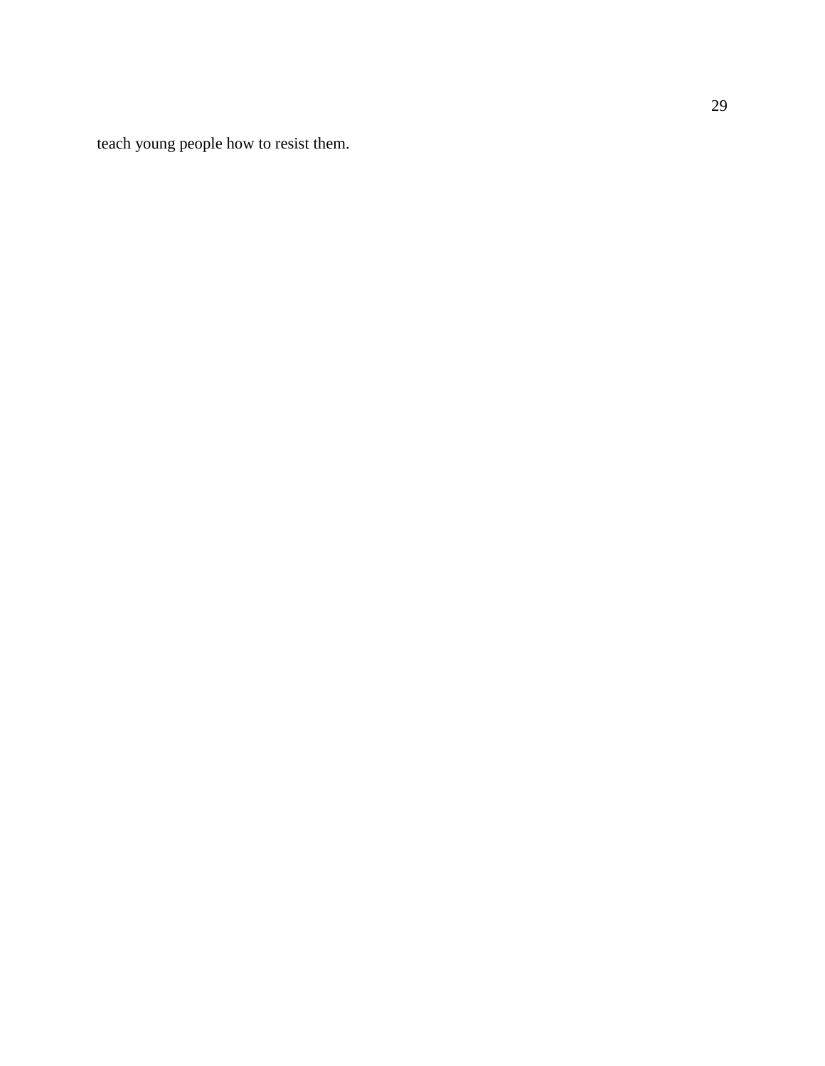teach young people how to resist them.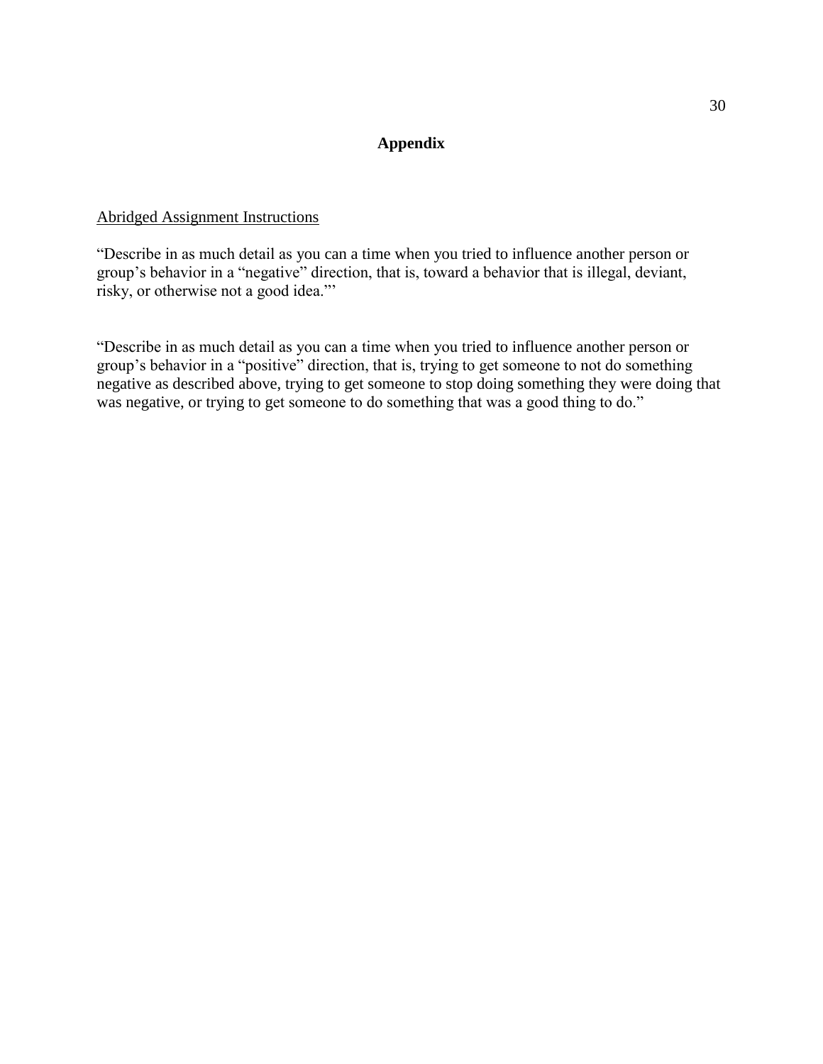# Appendix

Abridged Assignment Instructions

"Describe in as much detail as you can a time when you tried to influence another person or group's behavior in a "negative" direction, that is, toward a behavior that is illegal, deviant, risky, or otherwise not a good idea."'

"Describe in as much detail as you can a time when you tried to influence another person or group's behavior in a "positive" direction, that is, trying to get someone to not do something negative as described above, trying to get someone to stop doing something they were doing that was negative, or trying to get someone to do something that was a good thing to do."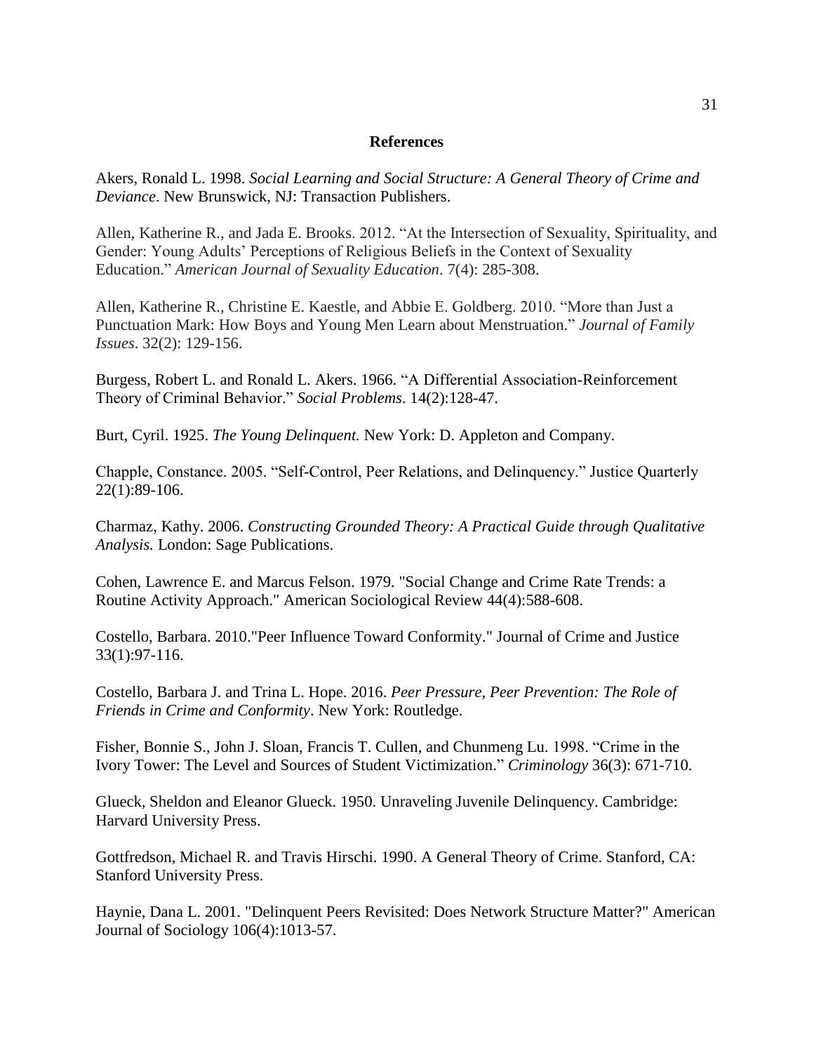## References

Akers, Ronald L. 1998. *Social Learning and Social Structure: A General Theory of Crime and Deviance*. New Brunswick, NJ: Transaction Publishers.

Allen, Katherine R., and Jada E. Brooks. 2012. "At the Intersection of Sexuality, Spirituality, and Gender: Young Adults' Perceptions of Religious Beliefs in the Context of Sexuality Education." *American Journal of Sexuality Education*. 7(4): 285-308.

Allen, Katherine R., Christine E. Kaestle, and Abbie E. Goldberg. 2010. "More than Just a Punctuation Mark: How Boys and Young Men Learn about Menstruation." *Journal of Family Issues*. 32(2): 129-156.

Burgess, Robert L. and Ronald L. Akers. 1966. "A Differential Association-Reinforcement Theory of Criminal Behavior." *Social Problems*. 14(2):128-47.

Burt, Cyril. 1925. *The Young Delinquent.* New York: D. Appleton and Company.

Chapple, Constance. 2005. "Self-Control, Peer Relations, and Delinquency." Justice Quarterly 22(1):89-106.

Charmaz, Kathy. 2006. *Constructing Grounded Theory: A Practical Guide through Qualitative Analysis.* London: Sage Publications.

Cohen, Lawrence E. and Marcus Felson. 1979. "Social Change and Crime Rate Trends: a Routine Activity Approach." American Sociological Review 44(4):588-608.

Costello, Barbara. 2010."Peer Influence Toward Conformity." Journal of Crime and Justice 33(1):97-116.

Costello, Barbara J. and Trina L. Hope. 2016. *Peer Pressure, Peer Prevention: The Role of Friends in Crime and Conformity*. New York: Routledge.

Fisher, Bonnie S., John J. Sloan, Francis T. Cullen, and Chunmeng Lu. 1998. "Crime in the Ivory Tower: The Level and Sources of Student Victimization." *Criminology* 36(3): 671-710.

Glueck, Sheldon and Eleanor Glueck. 1950. Unraveling Juvenile Delinquency. Cambridge: Harvard University Press.

Gottfredson, Michael R. and Travis Hirschi. 1990. A General Theory of Crime. Stanford, CA: Stanford University Press.

Haynie, Dana L. 2001. "Delinquent Peers Revisited: Does Network Structure Matter?" American Journal of Sociology 106(4):1013-57.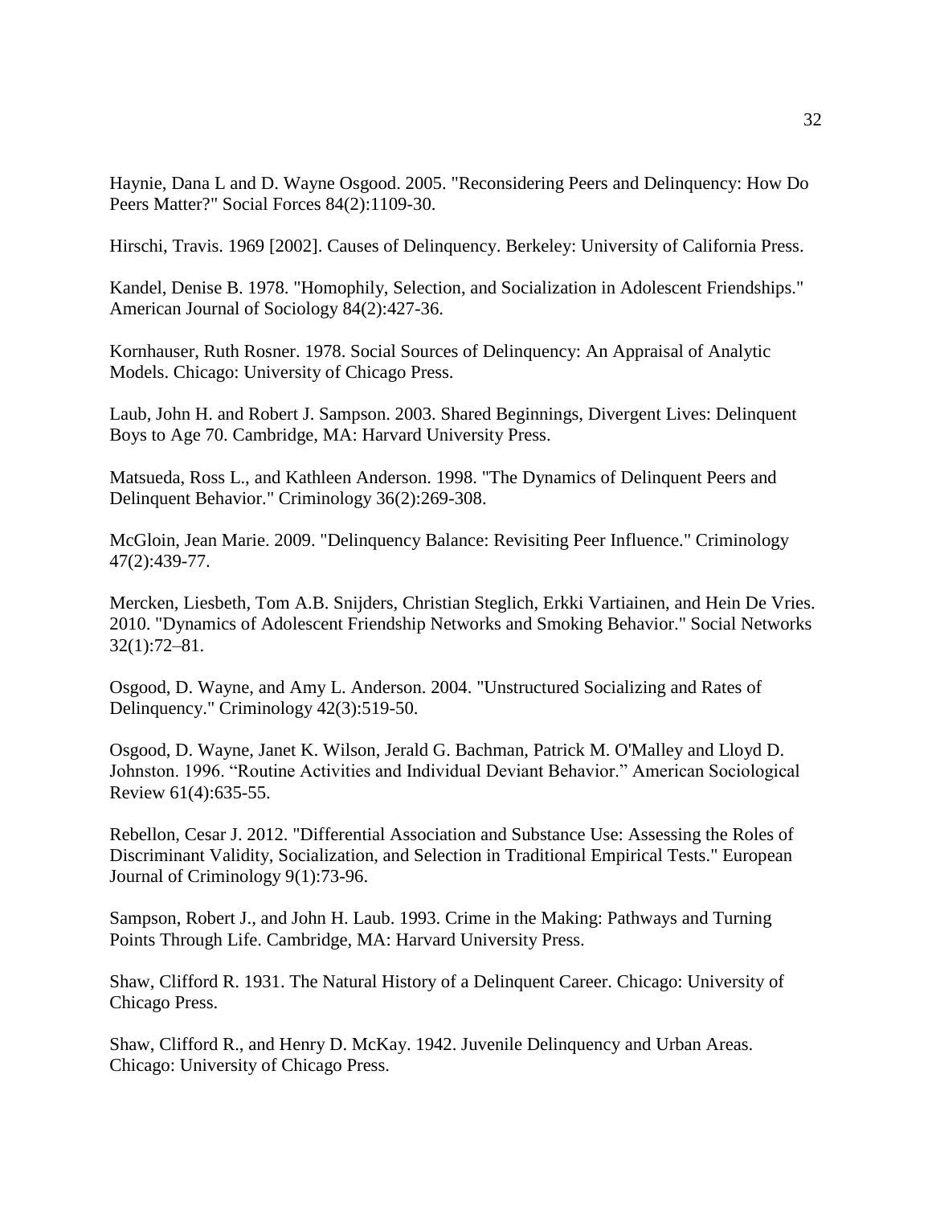Haynie, Dana L and D. Wayne Osgood. 2005. "Reconsidering Peers and Delinquency: How Do Peers Matter?" Social Forces 84(2):1109-30.

Hirschi, Travis. 1969 [2002]. Causes of Delinquency. Berkeley: University of California Press.

Kandel, Denise B. 1978. "Homophily, Selection, and Socialization in Adolescent Friendships." American Journal of Sociology 84(2):427-36.

Kornhauser, Ruth Rosner. 1978. Social Sources of Delinquency: An Appraisal of Analytic Models. Chicago: University of Chicago Press.

Laub, John H. and Robert J. Sampson. 2003. Shared Beginnings, Divergent Lives: Delinquent Boys to Age 70. Cambridge, MA: Harvard University Press.

Matsueda, Ross L., and Kathleen Anderson. 1998. "The Dynamics of Delinquent Peers and Delinquent Behavior." Criminology 36(2):269-308.

McGloin, Jean Marie. 2009. "Delinquency Balance: Revisiting Peer Influence." Criminology 47(2):439-77.

Mercken, Liesbeth, Tom A.B. Snijders, Christian Steglich, Erkki Vartiainen, and Hein De Vries. 2010. "Dynamics of Adolescent Friendship Networks and Smoking Behavior." Social Networks 32(1):72–81.

Osgood, D. Wayne, and Amy L. Anderson. 2004. "Unstructured Socializing and Rates of Delinquency." Criminology 42(3):519-50.

Osgood, D. Wayne, Janet K. Wilson, Jerald G. Bachman, Patrick M. O'Malley and Lloyd D. Johnston. 1996. "Routine Activities and Individual Deviant Behavior." American Sociological Review 61(4):635-55.

Rebellon, Cesar J. 2012. "Differential Association and Substance Use: Assessing the Roles of Discriminant Validity, Socialization, and Selection in Traditional Empirical Tests." European Journal of Criminology 9(1):73-96.

Sampson, Robert J., and John H. Laub. 1993. Crime in the Making: Pathways and Turning Points Through Life. Cambridge, MA: Harvard University Press.

Shaw, Clifford R. 1931. The Natural History of a Delinquent Career. Chicago: University of Chicago Press.

Shaw, Clifford R., and Henry D. McKay. 1942. Juvenile Delinquency and Urban Areas. Chicago: University of Chicago Press.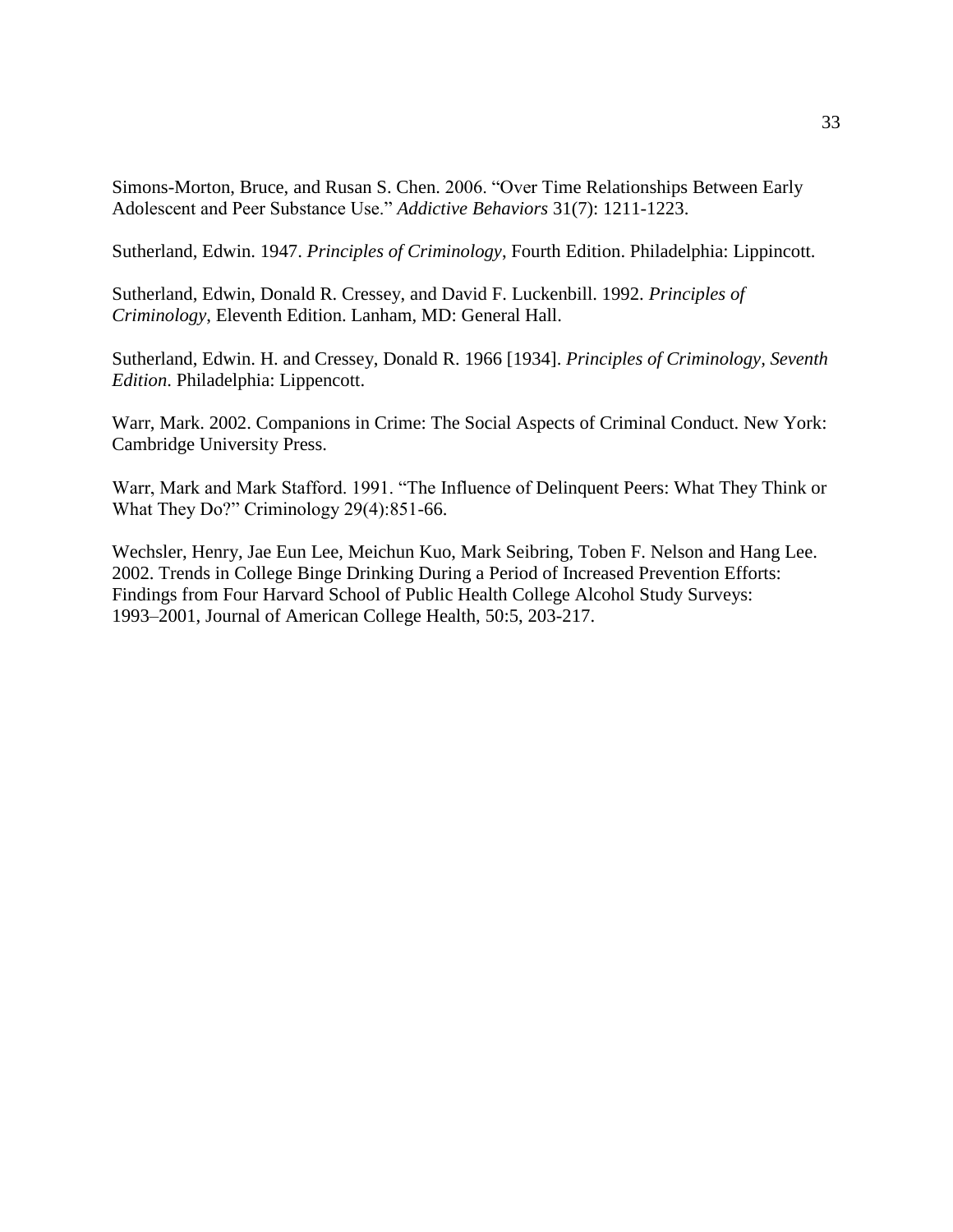Simons-Morton, Bruce, and Rusan S. Chen. 2006. "Over Time Relationships Between Early Adolescent and Peer Substance Use." *Addictive Behaviors* 31(7): 1211-1223.

Sutherland, Edwin. 1947. *Principles of Criminology*, Fourth Edition. Philadelphia: Lippincott.

Sutherland, Edwin, Donald R. Cressey, and David F. Luckenbill. 1992. *Principles of Criminology*, Eleventh Edition. Lanham, MD: General Hall.

Sutherland, Edwin. H. and Cressey, Donald R. 1966 [1934]. *Principles of Criminology, Seventh Edition*. Philadelphia: Lippencott.

Warr, Mark. 2002. Companions in Crime: The Social Aspects of Criminal Conduct. New York: Cambridge University Press.

Warr, Mark and Mark Stafford. 1991. "The Influence of Delinquent Peers: What They Think or What They Do?" Criminology 29(4):851-66.

Wechsler, Henry, Jae Eun Lee, Meichun Kuo, Mark Seibring, Toben F. Nelson and Hang Lee. 2002. Trends in College Binge Drinking During a Period of Increased Prevention Efforts: Findings from Four Harvard School of Public Health College Alcohol Study Surveys: 1993–2001, Journal of American College Health, 50:5, 203-217.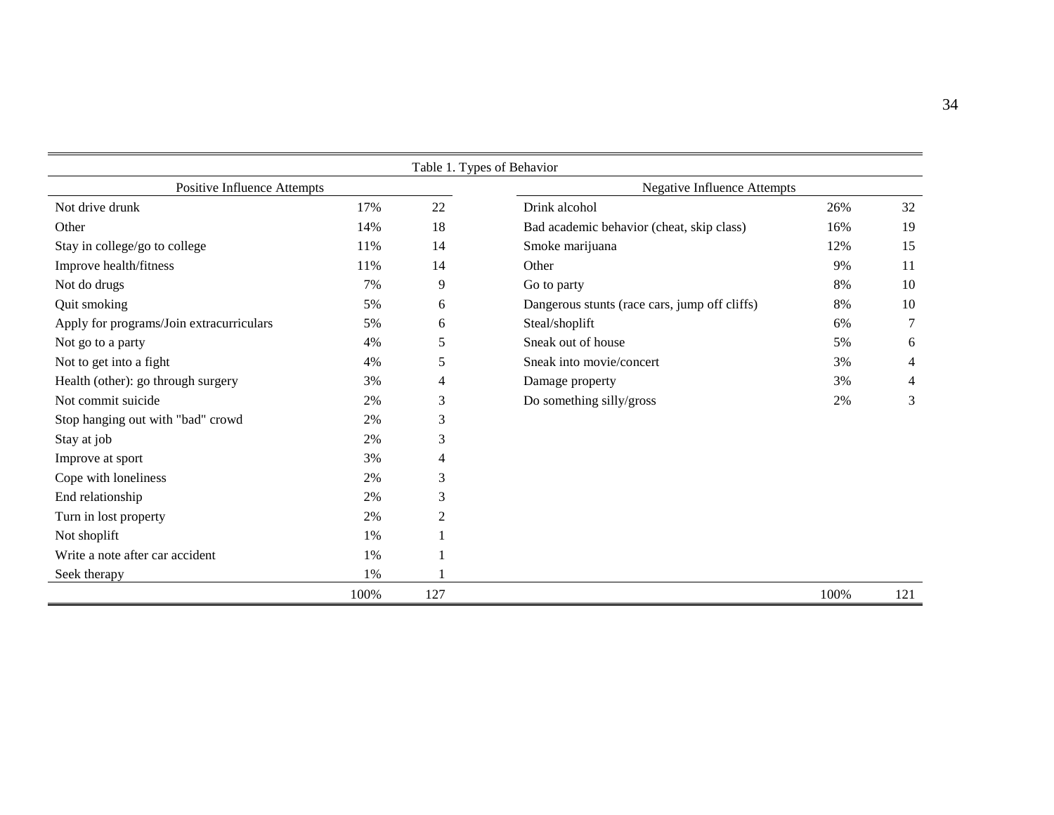Table 1. Types of Behavior

| Positive Influence Attempts | | | Negative Influence Attempts | | |
|---|---|---|---|---|---|
| Not drive drunk | 17% | 22 | Drink alcohol | 26% | 32 |
| Other | 14% | 18 | Bad academic behavior (cheat, skip class) | 16% | 19 |
| Stay in college/go to college | 11% | 14 | Smoke marijuana | 12% | 15 |
| Improve health/fitness | 11% | 14 | Other | 9% | 11 |
| Not do drugs | 7% | 9 | Go to party | 8% | 10 |
| Quit smoking | 5% | 6 | Dangerous stunts (race cars, jump off cliffs) | 8% | 10 |
| Apply for programs/Join extracurriculars | 5% | 6 | Steal/shoplift | 6% | 7 |
| Not go to a party | 4% | 5 | Sneak out of house | 5% | 6 |
| Not to get into a fight | 4% | 5 | Sneak into movie/concert | 3% | 4 |
| Health (other): go through surgery | 3% | 4 | Damage property | 3% | 4 |
| Not commit suicide | 2% | 3 | Do something silly/gross | 2% | 3 |
| Stop hanging out with "bad" crowd | 2% | 3 | | | |
| Stay at job | 2% | 3 | | | |
| Improve at sport | 3% | 4 | | | |
| Cope with loneliness | 2% | 3 | | | |
| End relationship | 2% | 3 | | | |
| Turn in lost property | 2% | 2 | | | |
| Not shoplift | 1% | 1 | | | |
| Write a note after car accident | 1% | 1 | | | |
| Seek therapy | 1% | 1 | | | |
| | 100% | 127 | | 100% | 121 |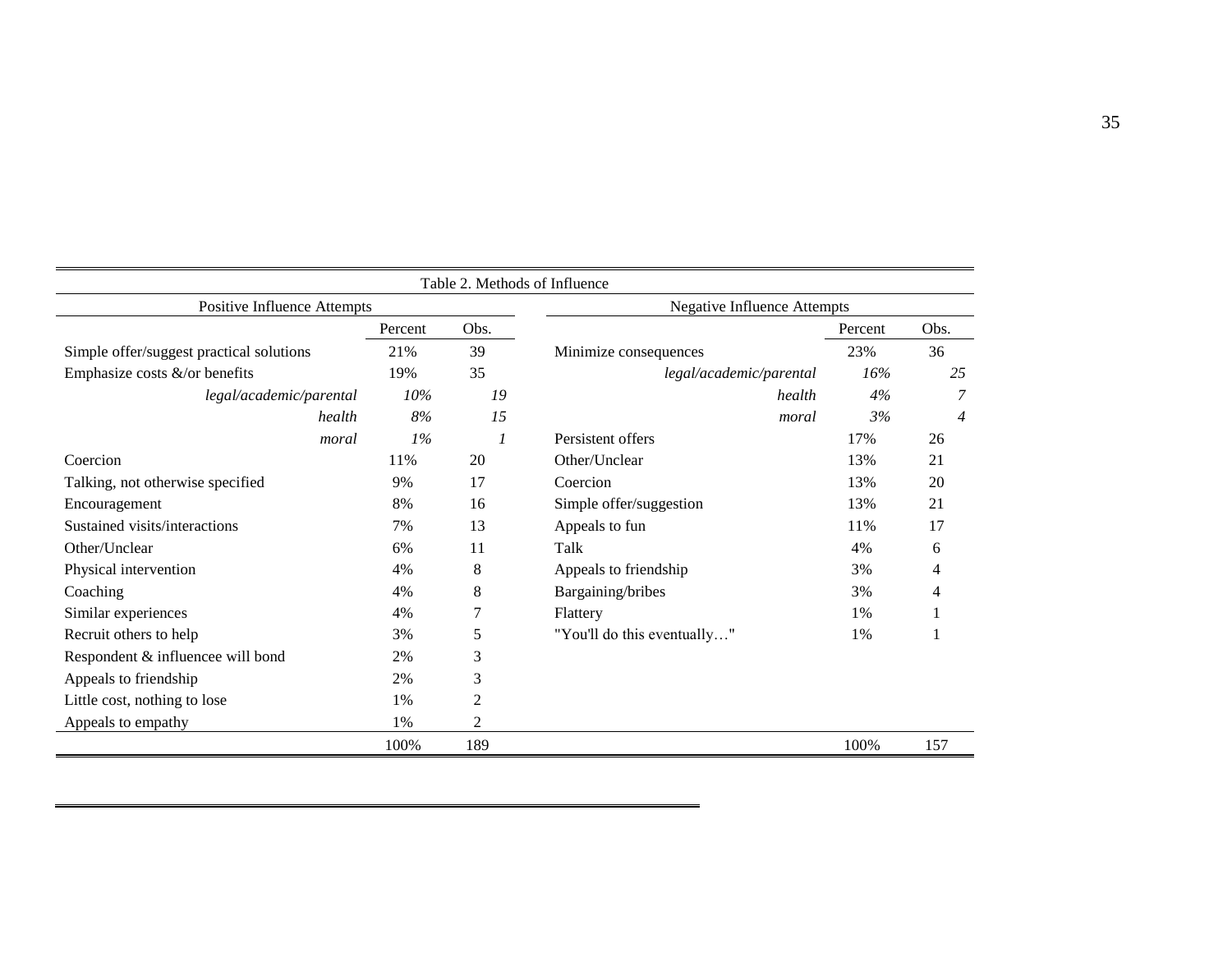Table 2. Methods of Influence

| Positive Influence Attempts | Percent | Obs. | Negative Influence Attempts | Percent | Obs. |
|---|---|---|---|---|---|
| Simple offer/suggest practical solutions | 21% | 39 | Minimize consequences | 23% | 36 |
| Emphasize costs &/or benefits | 19% | 35 | *legal/academic/parental* | *16%* | *25* |
| *legal/academic/parental* | *10%* | *19* | *health* | *4%* | *7* |
| *health* | *8%* | *15* | *moral* | *3%* | *4* |
| *moral* | *1%* | *1* | Persistent offers | 17% | 26 |
| Coercion | 11% | 20 | Other/Unclear | 13% | 21 |
| Talking, not otherwise specified | 9% | 17 | Coercion | 13% | 20 |
| Encouragement | 8% | 16 | Simple offer/suggestion | 13% | 21 |
| Sustained visits/interactions | 7% | 13 | Appeals to fun | 11% | 17 |
| Other/Unclear | 6% | 11 | Talk | 4% | 6 |
| Physical intervention | 4% | 8 | Appeals to friendship | 3% | 4 |
| Coaching | 4% | 8 | Bargaining/bribes | 3% | 4 |
| Similar experiences | 4% | 7 | Flattery | 1% | 1 |
| Recruit others to help | 3% | 5 | "You'll do this eventually…" | 1% | 1 |
| Respondent & influencee will bond | 2% | 3 | | | |
| Appeals to friendship | 2% | 3 | | | |
| Little cost, nothing to lose | 1% | 2 | | | |
| Appeals to empathy | 1% | 2 | | | |
| | 100% | 189 | | 100% | 157 |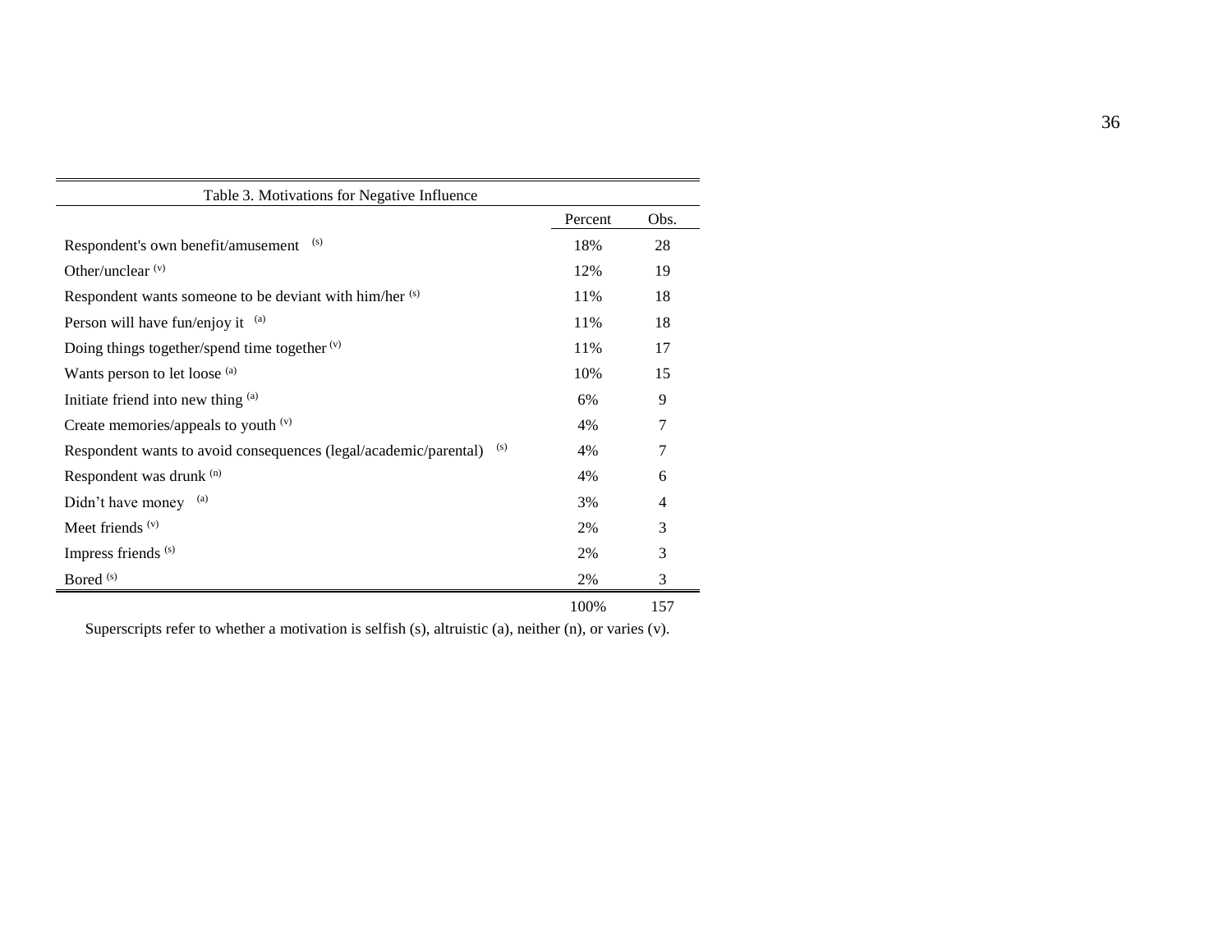Table 3. Motivations for Negative Influence

| | Percent | Obs. |
|---|---|---|
| Respondent's own benefit/amusement [s] | 18% | 28 |
| Other/unclear [v] | 12% | 19 |
| Respondent wants someone to be deviant with him/her [s] | 11% | 18 |
| Person will have fun/enjoy it [a] | 11% | 18 |
| Doing things together/spend time together [v] | 11% | 17 |
| Wants person to let loose [a] | 10% | 15 |
| Initiate friend into new thing [a] | 6% | 9 |
| Create memories/appeals to youth [v] | 4% | 7 |
| Respondent wants to avoid consequences (legal/academic/parental) [s] | 4% | 7 |
| Respondent was drunk [n] | 4% | 6 |
| Didn't have money [a] | 3% | 4 |
| Meet friends [v] | 2% | 3 |
| Impress friends [s] | 2% | 3 |
| Bored [s] | 2% | 3 |
| | 100% | 157 |

Superscripts refer to whether a motivation is selfish (s), altruistic (a), neither (n), or varies (v).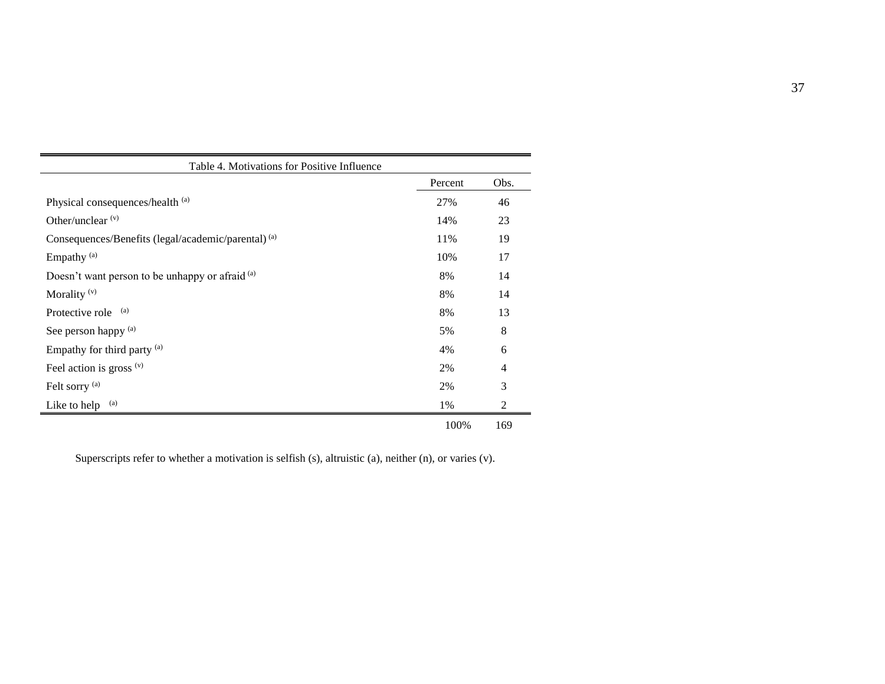Table 4. Motivations for Positive Influence

| | Percent | Obs. |
|---|---|---|
| Physical consequences/health [(a)] | 27% | 46 |
| Other/unclear [(v)] | 14% | 23 |
| Consequences/Benefits (legal/academic/parental) [(a)] | 11% | 19 |
| Empathy [(a)] | 10% | 17 |
| Doesn't want person to be unhappy or afraid [(a)] | 8% | 14 |
| Morality [(v)] | 8% | 14 |
| Protective role [(a)] | 8% | 13 |
| See person happy [(a)] | 5% | 8 |
| Empathy for third party [(a)] | 4% | 6 |
| Feel action is gross [(v)] | 2% | 4 |
| Felt sorry [(a)] | 2% | 3 |
| Like to help [(a)] | 1% | 2 |
| | 100% | 169 |

Superscripts refer to whether a motivation is selfish (s), altruistic (a), neither (n), or varies (v).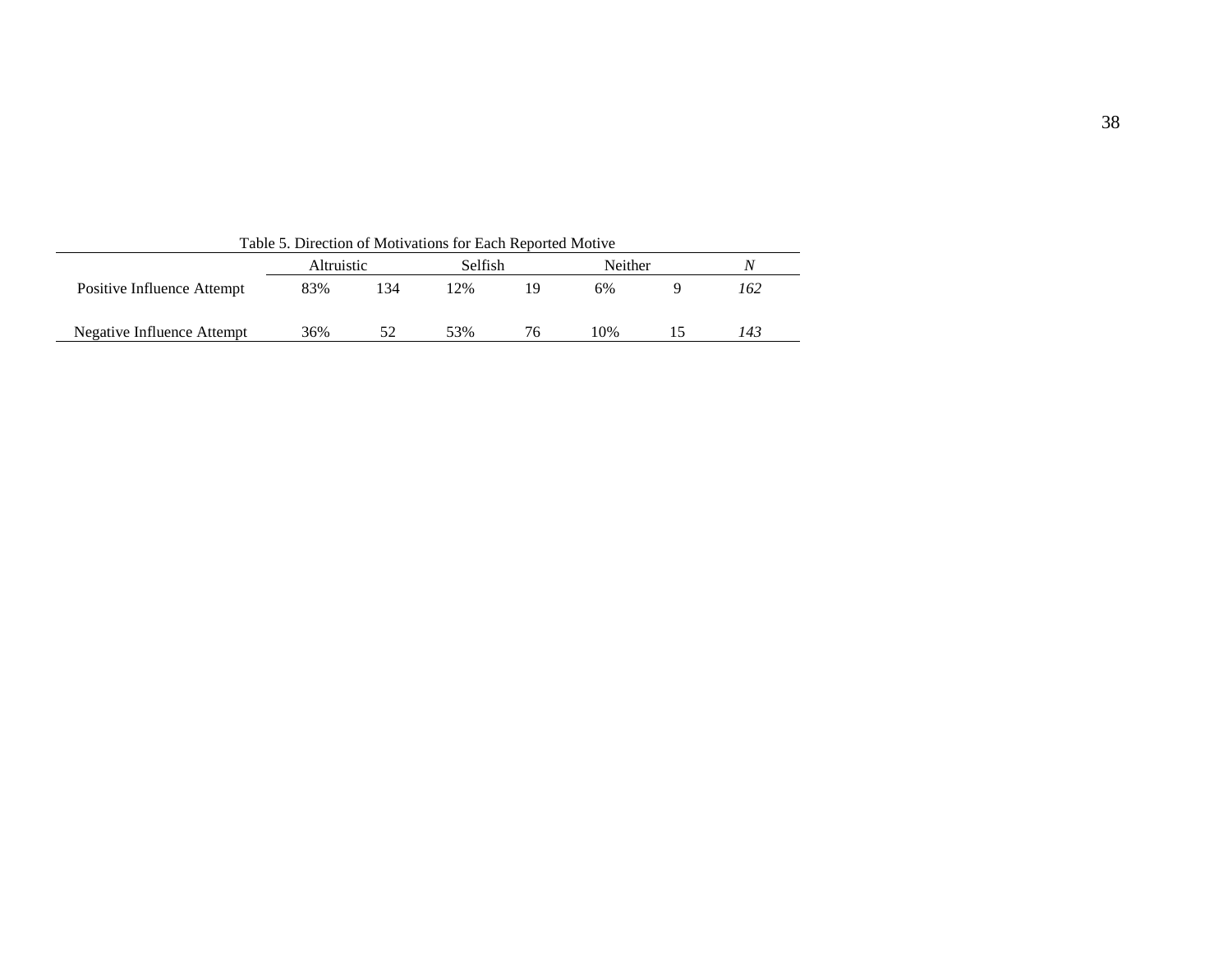Table 5. Direction of Motivations for Each Reported Motive

| | Altruistic | | Selfish | | Neither | | *N* |
|---|---|---|---|---|---|---|---|
| Positive Influence Attempt | 83% | 134 | 12% | 19 | 6% | 9 | *162* |
| Negative Influence Attempt | 36% | 52 | 53% | 76 | 10% | 15 | *143* |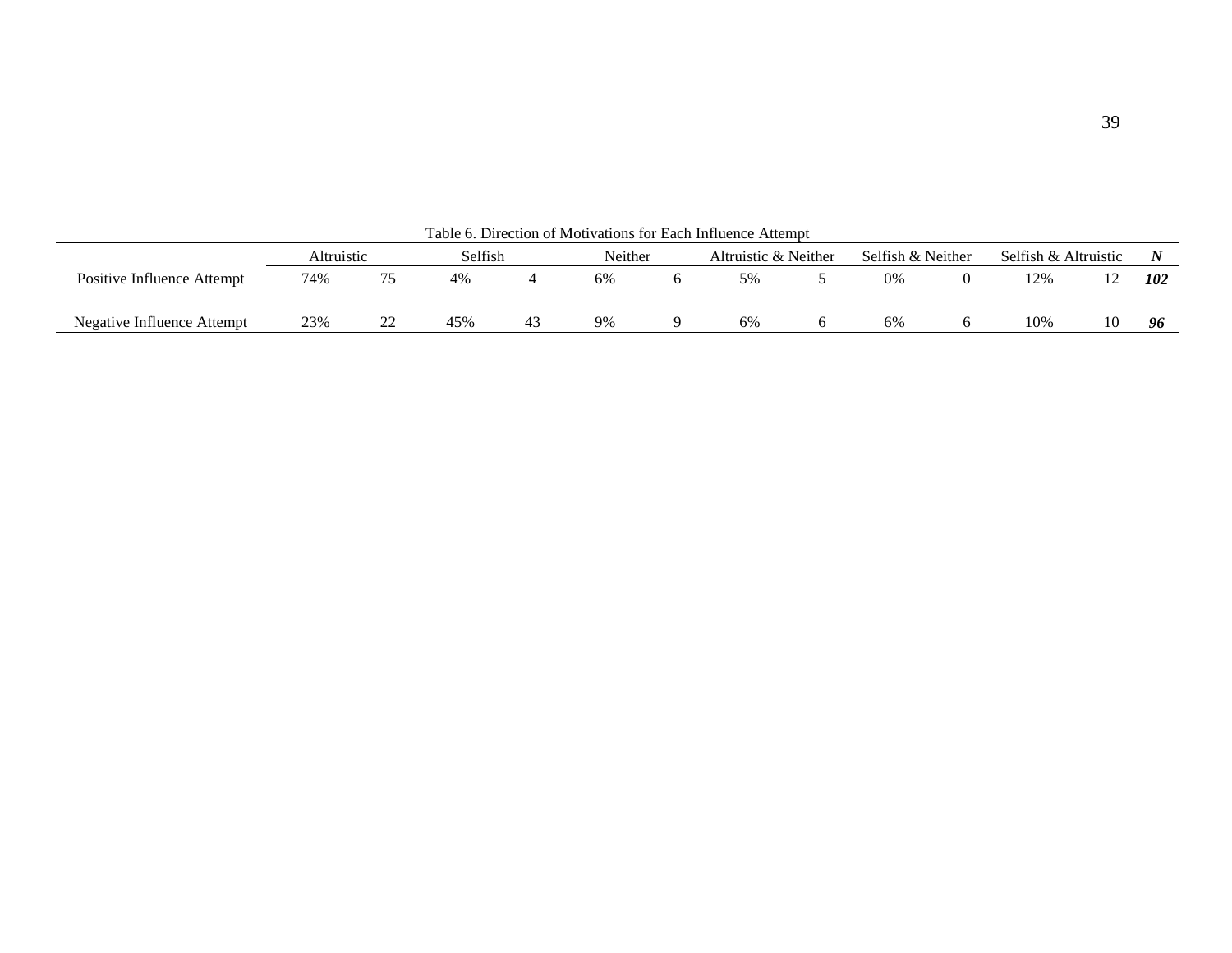Table 6. Direction of Motivations for Each Influence Attempt

| | Altruistic | | Selfish | | Neither | | Altruistic & Neither | | Selfish & Neither | | Selfish & Altruistic | | *N* |
|---|---|---|---|---|---|---|---|---|---|---|---|---|---|
| Positive Influence Attempt | 74% | 75 | 4% | 4 | 6% | 6 | 5% | 5 | 0% | 0 | 12% | 12 | ***102*** |
| Negative Influence Attempt | 23% | 22 | 45% | 43 | 9% | 9 | 6% | 6 | 6% | 6 | 10% | 10 | ***96*** |